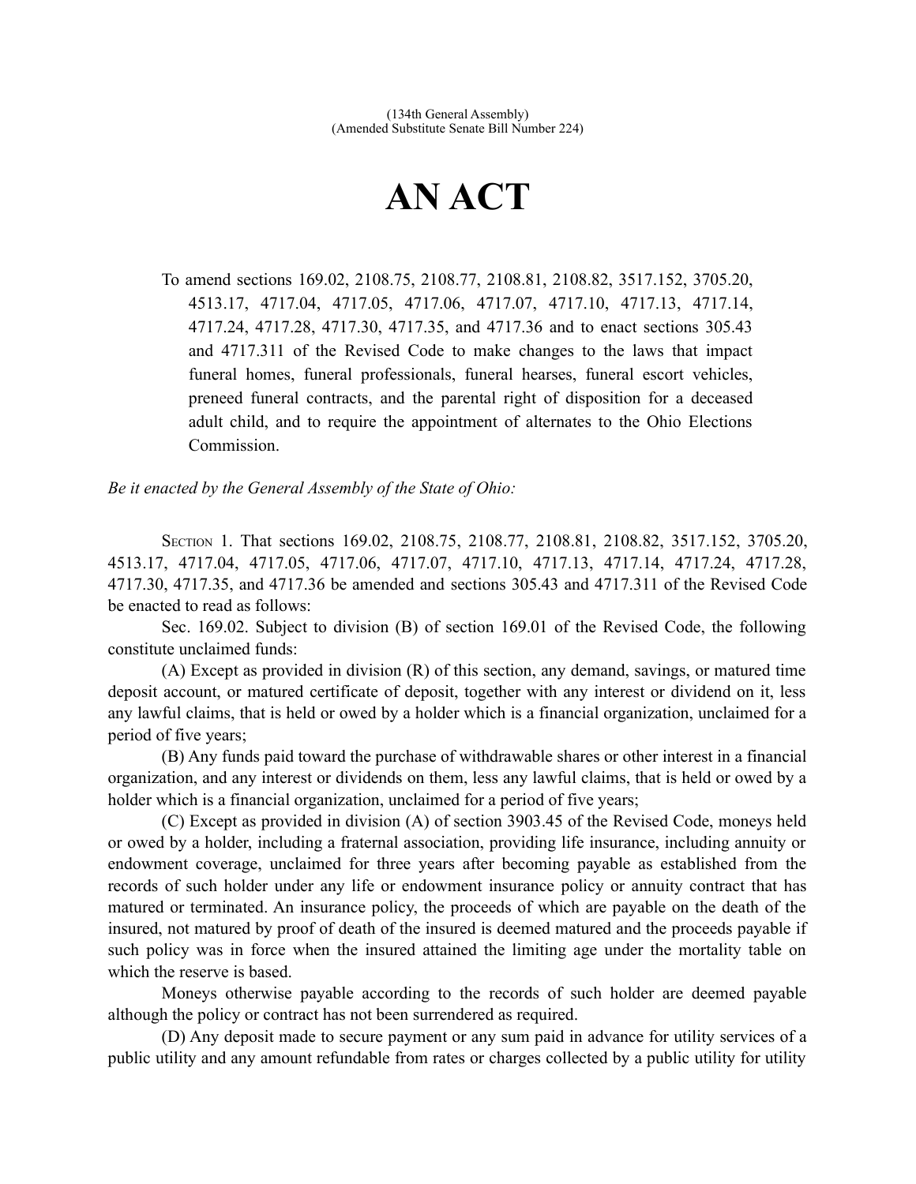(134th General Assembly)
(Amended Substitute Senate Bill Number 224)

# AN ACT

To amend sections 169.02, 2108.75, 2108.77, 2108.81, 2108.82, 3517.152, 3705.20, 4513.17, 4717.04, 4717.05, 4717.06, 4717.07, 4717.10, 4717.13, 4717.14, 4717.24, 4717.28, 4717.30, 4717.35, and 4717.36 and to enact sections 305.43 and 4717.311 of the Revised Code to make changes to the laws that impact funeral homes, funeral professionals, funeral hearses, funeral escort vehicles, preneed funeral contracts, and the parental right of disposition for a deceased adult child, and to require the appointment of alternates to the Ohio Elections Commission.

*Be it enacted by the General Assembly of the State of Ohio:*

SECTION 1. That sections 169.02, 2108.75, 2108.77, 2108.81, 2108.82, 3517.152, 3705.20, 4513.17, 4717.04, 4717.05, 4717.06, 4717.07, 4717.10, 4717.13, 4717.14, 4717.24, 4717.28, 4717.30, 4717.35, and 4717.36 be amended and sections 305.43 and 4717.311 of the Revised Code be enacted to read as follows:

Sec. 169.02. Subject to division (B) of section 169.01 of the Revised Code, the following constitute unclaimed funds:

(A) Except as provided in division (R) of this section, any demand, savings, or matured time deposit account, or matured certificate of deposit, together with any interest or dividend on it, less any lawful claims, that is held or owed by a holder which is a financial organization, unclaimed for a period of five years;

(B) Any funds paid toward the purchase of withdrawable shares or other interest in a financial organization, and any interest or dividends on them, less any lawful claims, that is held or owed by a holder which is a financial organization, unclaimed for a period of five years;

(C) Except as provided in division (A) of section 3903.45 of the Revised Code, moneys held or owed by a holder, including a fraternal association, providing life insurance, including annuity or endowment coverage, unclaimed for three years after becoming payable as established from the records of such holder under any life or endowment insurance policy or annuity contract that has matured or terminated. An insurance policy, the proceeds of which are payable on the death of the insured, not matured by proof of death of the insured is deemed matured and the proceeds payable if such policy was in force when the insured attained the limiting age under the mortality table on which the reserve is based.

Moneys otherwise payable according to the records of such holder are deemed payable although the policy or contract has not been surrendered as required.

(D) Any deposit made to secure payment or any sum paid in advance for utility services of a public utility and any amount refundable from rates or charges collected by a public utility for utility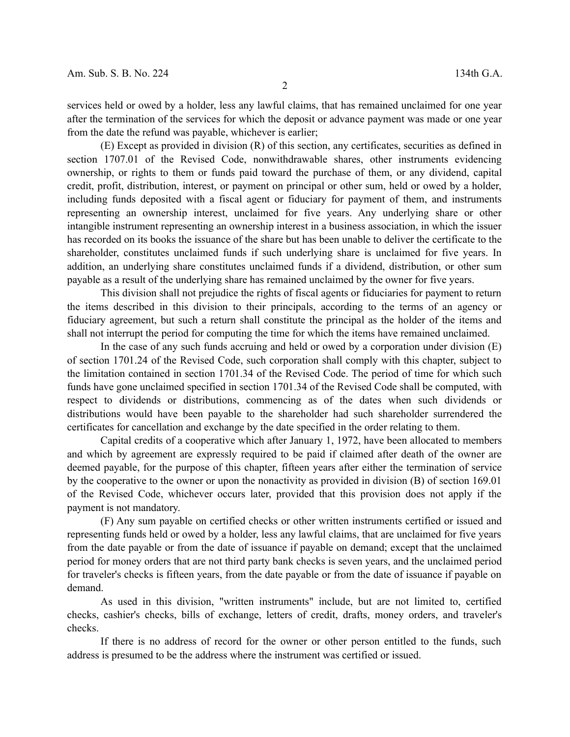services held or owed by a holder, less any lawful claims, that has remained unclaimed for one year after the termination of the services for which the deposit or advance payment was made or one year from the date the refund was payable, whichever is earlier;

(E) Except as provided in division (R) of this section, any certificates, securities as defined in section 1707.01 of the Revised Code, nonwithdrawable shares, other instruments evidencing ownership, or rights to them or funds paid toward the purchase of them, or any dividend, capital credit, profit, distribution, interest, or payment on principal or other sum, held or owed by a holder, including funds deposited with a fiscal agent or fiduciary for payment of them, and instruments representing an ownership interest, unclaimed for five years. Any underlying share or other intangible instrument representing an ownership interest in a business association, in which the issuer has recorded on its books the issuance of the share but has been unable to deliver the certificate to the shareholder, constitutes unclaimed funds if such underlying share is unclaimed for five years. In addition, an underlying share constitutes unclaimed funds if a dividend, distribution, or other sum payable as a result of the underlying share has remained unclaimed by the owner for five years.

This division shall not prejudice the rights of fiscal agents or fiduciaries for payment to return the items described in this division to their principals, according to the terms of an agency or fiduciary agreement, but such a return shall constitute the principal as the holder of the items and shall not interrupt the period for computing the time for which the items have remained unclaimed.

In the case of any such funds accruing and held or owed by a corporation under division (E) of section 1701.24 of the Revised Code, such corporation shall comply with this chapter, subject to the limitation contained in section 1701.34 of the Revised Code. The period of time for which such funds have gone unclaimed specified in section 1701.34 of the Revised Code shall be computed, with respect to dividends or distributions, commencing as of the dates when such dividends or distributions would have been payable to the shareholder had such shareholder surrendered the certificates for cancellation and exchange by the date specified in the order relating to them.

Capital credits of a cooperative which after January 1, 1972, have been allocated to members and which by agreement are expressly required to be paid if claimed after death of the owner are deemed payable, for the purpose of this chapter, fifteen years after either the termination of service by the cooperative to the owner or upon the nonactivity as provided in division (B) of section 169.01 of the Revised Code, whichever occurs later, provided that this provision does not apply if the payment is not mandatory.

(F) Any sum payable on certified checks or other written instruments certified or issued and representing funds held or owed by a holder, less any lawful claims, that are unclaimed for five years from the date payable or from the date of issuance if payable on demand; except that the unclaimed period for money orders that are not third party bank checks is seven years, and the unclaimed period for traveler's checks is fifteen years, from the date payable or from the date of issuance if payable on demand.

As used in this division, "written instruments" include, but are not limited to, certified checks, cashier's checks, bills of exchange, letters of credit, drafts, money orders, and traveler's checks.

If there is no address of record for the owner or other person entitled to the funds, such address is presumed to be the address where the instrument was certified or issued.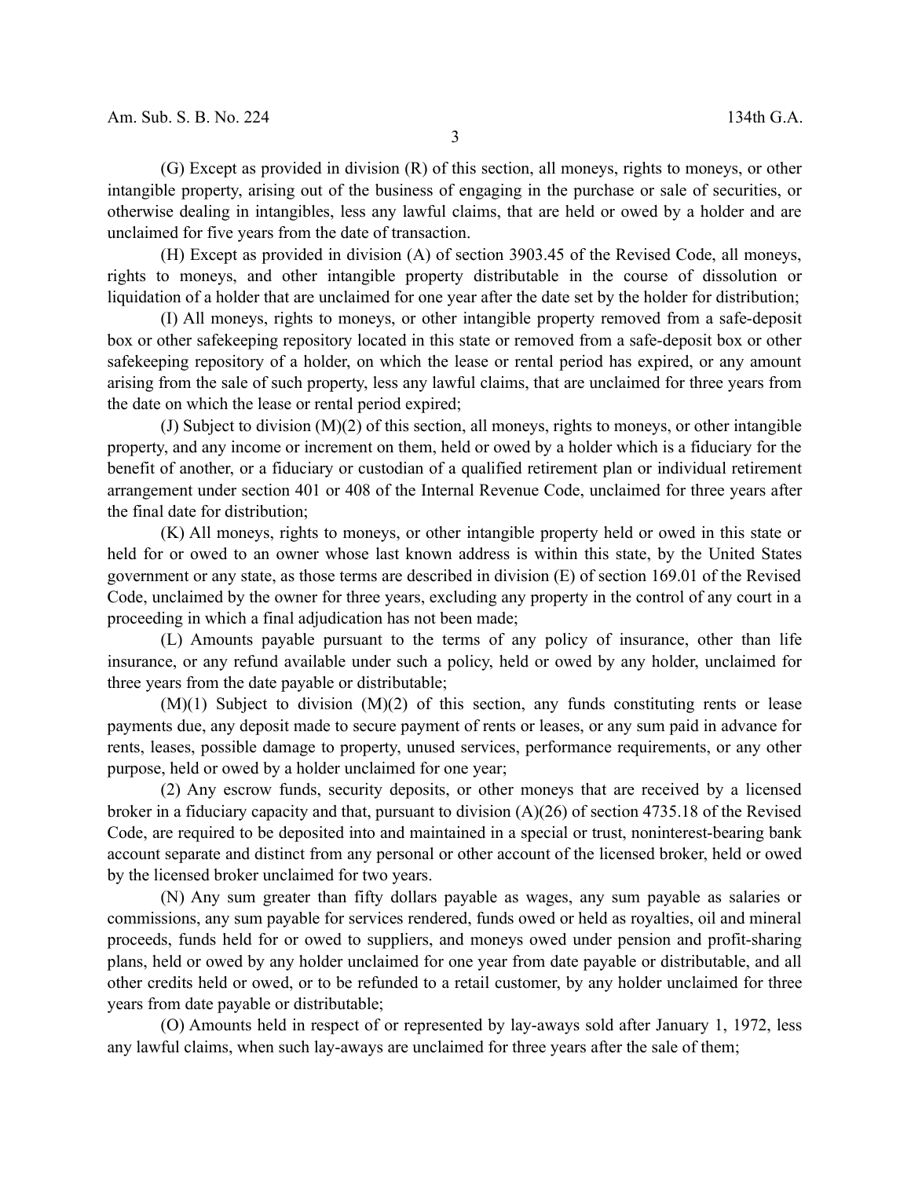(G) Except as provided in division (R) of this section, all moneys, rights to moneys, or other intangible property, arising out of the business of engaging in the purchase or sale of securities, or otherwise dealing in intangibles, less any lawful claims, that are held or owed by a holder and are unclaimed for five years from the date of transaction.

(H) Except as provided in division (A) of section 3903.45 of the Revised Code, all moneys, rights to moneys, and other intangible property distributable in the course of dissolution or liquidation of a holder that are unclaimed for one year after the date set by the holder for distribution;

(I) All moneys, rights to moneys, or other intangible property removed from a safe-deposit box or other safekeeping repository located in this state or removed from a safe-deposit box or other safekeeping repository of a holder, on which the lease or rental period has expired, or any amount arising from the sale of such property, less any lawful claims, that are unclaimed for three years from the date on which the lease or rental period expired;

(J) Subject to division (M)(2) of this section, all moneys, rights to moneys, or other intangible property, and any income or increment on them, held or owed by a holder which is a fiduciary for the benefit of another, or a fiduciary or custodian of a qualified retirement plan or individual retirement arrangement under section 401 or 408 of the Internal Revenue Code, unclaimed for three years after the final date for distribution;

(K) All moneys, rights to moneys, or other intangible property held or owed in this state or held for or owed to an owner whose last known address is within this state, by the United States government or any state, as those terms are described in division (E) of section 169.01 of the Revised Code, unclaimed by the owner for three years, excluding any property in the control of any court in a proceeding in which a final adjudication has not been made;

(L) Amounts payable pursuant to the terms of any policy of insurance, other than life insurance, or any refund available under such a policy, held or owed by any holder, unclaimed for three years from the date payable or distributable;

(M)(1) Subject to division (M)(2) of this section, any funds constituting rents or lease payments due, any deposit made to secure payment of rents or leases, or any sum paid in advance for rents, leases, possible damage to property, unused services, performance requirements, or any other purpose, held or owed by a holder unclaimed for one year;

(2) Any escrow funds, security deposits, or other moneys that are received by a licensed broker in a fiduciary capacity and that, pursuant to division (A)(26) of section 4735.18 of the Revised Code, are required to be deposited into and maintained in a special or trust, noninterest-bearing bank account separate and distinct from any personal or other account of the licensed broker, held or owed by the licensed broker unclaimed for two years.

(N) Any sum greater than fifty dollars payable as wages, any sum payable as salaries or commissions, any sum payable for services rendered, funds owed or held as royalties, oil and mineral proceeds, funds held for or owed to suppliers, and moneys owed under pension and profit-sharing plans, held or owed by any holder unclaimed for one year from date payable or distributable, and all other credits held or owed, or to be refunded to a retail customer, by any holder unclaimed for three years from date payable or distributable;

(O) Amounts held in respect of or represented by lay-aways sold after January 1, 1972, less any lawful claims, when such lay-aways are unclaimed for three years after the sale of them;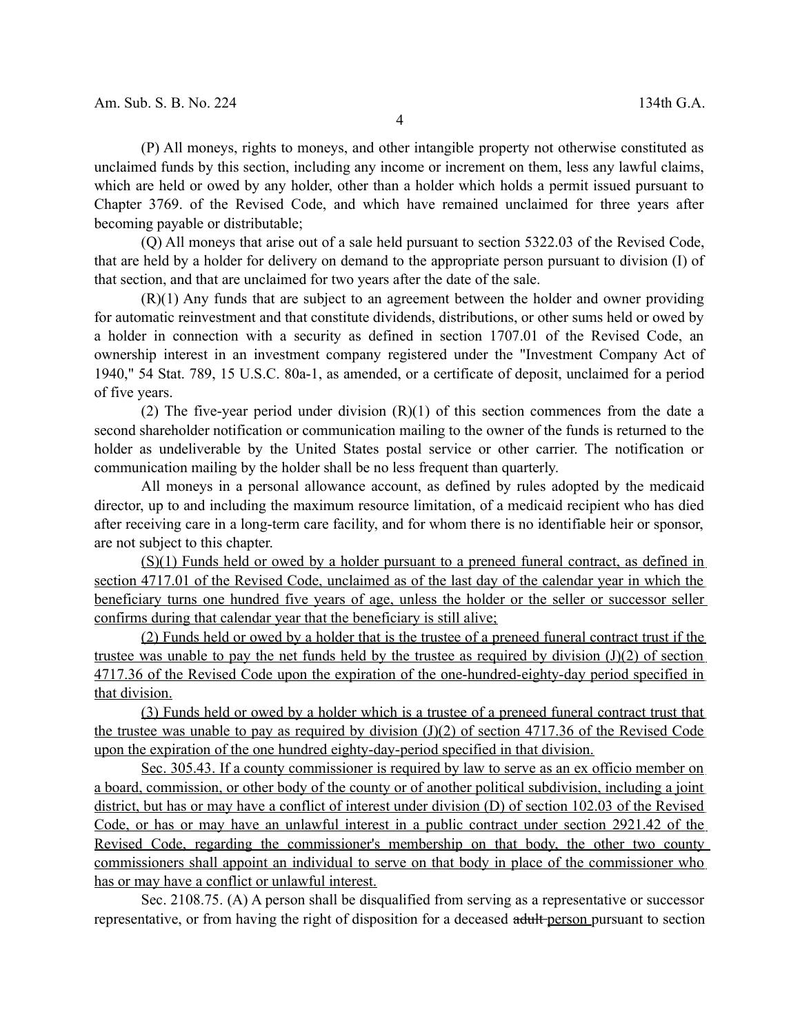(P) All moneys, rights to moneys, and other intangible property not otherwise constituted as unclaimed funds by this section, including any income or increment on them, less any lawful claims, which are held or owed by any holder, other than a holder which holds a permit issued pursuant to Chapter 3769. of the Revised Code, and which have remained unclaimed for three years after becoming payable or distributable;

(Q) All moneys that arise out of a sale held pursuant to section 5322.03 of the Revised Code, that are held by a holder for delivery on demand to the appropriate person pursuant to division (I) of that section, and that are unclaimed for two years after the date of the sale.

(R)(1) Any funds that are subject to an agreement between the holder and owner providing for automatic reinvestment and that constitute dividends, distributions, or other sums held or owed by a holder in connection with a security as defined in section 1707.01 of the Revised Code, an ownership interest in an investment company registered under the "Investment Company Act of 1940," 54 Stat. 789, 15 U.S.C. 80a-1, as amended, or a certificate of deposit, unclaimed for a period of five years.

(2) The five-year period under division (R)(1) of this section commences from the date a second shareholder notification or communication mailing to the owner of the funds is returned to the holder as undeliverable by the United States postal service or other carrier. The notification or communication mailing by the holder shall be no less frequent than quarterly.

All moneys in a personal allowance account, as defined by rules adopted by the medicaid director, up to and including the maximum resource limitation, of a medicaid recipient who has died after receiving care in a long-term care facility, and for whom there is no identifiable heir or sponsor, are not subject to this chapter.

<u>(S)(1) Funds held or owed by a holder pursuant to a preneed funeral contract, as defined in section 4717.01 of the Revised Code, unclaimed as of the last day of the calendar year in which the beneficiary turns one hundred five years of age, unless the holder or the seller or successor seller confirms during that calendar year that the beneficiary is still alive;</u>

<u>(2) Funds held or owed by a holder that is the trustee of a preneed funeral contract trust if the trustee was unable to pay the net funds held by the trustee as required by division (J)(2) of section 4717.36 of the Revised Code upon the expiration of the one-hundred-eighty-day period specified in that division.</u>

<u>(3) Funds held or owed by a holder which is a trustee of a preneed funeral contract trust that the trustee was unable to pay as required by division (J)(2) of section 4717.36 of the Revised Code upon the expiration of the one hundred eighty-day-period specified in that division.</u>

<u>Sec. 305.43. If a county commissioner is required by law to serve as an ex officio member on a board, commission, or other body of the county or of another political subdivision, including a joint district, but has or may have a conflict of interest under division (D) of section 102.03 of the Revised Code, or has or may have an unlawful interest in a public contract under section 2921.42 of the Revised Code, regarding the commissioner's membership on that body, the other two county commissioners shall appoint an individual to serve on that body in place of the commissioner who has or may have a conflict or unlawful interest.</u>

Sec. 2108.75. (A) A person shall be disqualified from serving as a representative or successor representative, or from having the right of disposition for a deceased ~~adult~~ <u>person</u> pursuant to section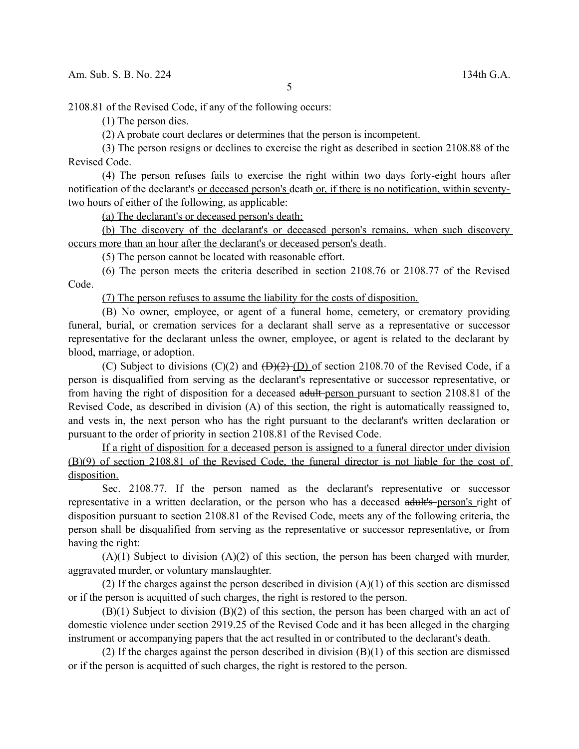2108.81 of the Revised Code, if any of the following occurs:

(1) The person dies.

(2) A probate court declares or determines that the person is incompetent.

(3) The person resigns or declines to exercise the right as described in section 2108.88 of the Revised Code.

(4) The person ~~refuses~~ fails to exercise the right within ~~two days~~ forty-eight hours after notification of the declarant's or deceased person's death or, if there is no notification, within seventy-two hours of either of the following, as applicable:

(a) The declarant's or deceased person's death;

(b) The discovery of the declarant's or deceased person's remains, when such discovery occurs more than an hour after the declarant's or deceased person's death.

(5) The person cannot be located with reasonable effort.

(6) The person meets the criteria described in section 2108.76 or 2108.77 of the Revised Code.

(7) The person refuses to assume the liability for the costs of disposition.

(B) No owner, employee, or agent of a funeral home, cemetery, or crematory providing funeral, burial, or cremation services for a declarant shall serve as a representative or successor representative for the declarant unless the owner, employee, or agent is related to the declarant by blood, marriage, or adoption.

(C) Subject to divisions (C)(2) and ~~(D)(2)~~ (D) of section 2108.70 of the Revised Code, if a person is disqualified from serving as the declarant's representative or successor representative, or from having the right of disposition for a deceased ~~adult~~ person pursuant to section 2108.81 of the Revised Code, as described in division (A) of this section, the right is automatically reassigned to, and vests in, the next person who has the right pursuant to the declarant's written declaration or pursuant to the order of priority in section 2108.81 of the Revised Code.

If a right of disposition for a deceased person is assigned to a funeral director under division (B)(9) of section 2108.81 of the Revised Code, the funeral director is not liable for the cost of disposition.

Sec. 2108.77. If the person named as the declarant's representative or successor representative in a written declaration, or the person who has a deceased ~~adult's~~ person's right of disposition pursuant to section 2108.81 of the Revised Code, meets any of the following criteria, the person shall be disqualified from serving as the representative or successor representative, or from having the right:

(A)(1) Subject to division (A)(2) of this section, the person has been charged with murder, aggravated murder, or voluntary manslaughter.

(2) If the charges against the person described in division (A)(1) of this section are dismissed or if the person is acquitted of such charges, the right is restored to the person.

(B)(1) Subject to division (B)(2) of this section, the person has been charged with an act of domestic violence under section 2919.25 of the Revised Code and it has been alleged in the charging instrument or accompanying papers that the act resulted in or contributed to the declarant's death.

(2) If the charges against the person described in division (B)(1) of this section are dismissed or if the person is acquitted of such charges, the right is restored to the person.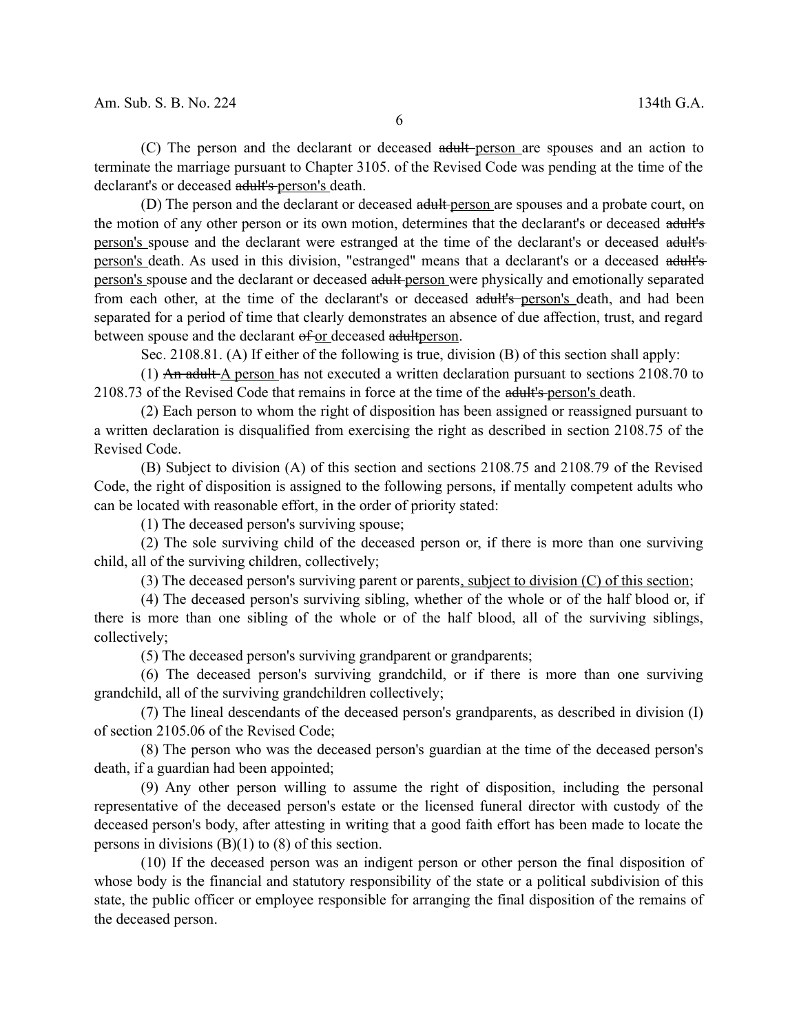(C) The person and the declarant or deceased ~~adult~~ person are spouses and an action to terminate the marriage pursuant to Chapter 3105. of the Revised Code was pending at the time of the declarant's or deceased ~~adult's~~ person's death.

(D) The person and the declarant or deceased ~~adult~~ person are spouses and a probate court, on the motion of any other person or its own motion, determines that the declarant's or deceased ~~adult's~~ person's spouse and the declarant were estranged at the time of the declarant's or deceased ~~adult's~~ person's death. As used in this division, "estranged" means that a declarant's or a deceased ~~adult's~~ person's spouse and the declarant or deceased ~~adult~~ person were physically and emotionally separated from each other, at the time of the declarant's or deceased ~~adult's~~ person's death, and had been separated for a period of time that clearly demonstrates an absence of due affection, trust, and regard between spouse and the declarant ~~of~~ or deceased ~~adult~~person.

Sec. 2108.81. (A) If either of the following is true, division (B) of this section shall apply:

(1) ~~An adult~~ A person has not executed a written declaration pursuant to sections 2108.70 to 2108.73 of the Revised Code that remains in force at the time of the ~~adult's~~ person's death.

(2) Each person to whom the right of disposition has been assigned or reassigned pursuant to a written declaration is disqualified from exercising the right as described in section 2108.75 of the Revised Code.

(B) Subject to division (A) of this section and sections 2108.75 and 2108.79 of the Revised Code, the right of disposition is assigned to the following persons, if mentally competent adults who can be located with reasonable effort, in the order of priority stated:

(1) The deceased person's surviving spouse;

(2) The sole surviving child of the deceased person or, if there is more than one surviving child, all of the surviving children, collectively;

(3) The deceased person's surviving parent or parents, subject to division (C) of this section;

(4) The deceased person's surviving sibling, whether of the whole or of the half blood or, if there is more than one sibling of the whole or of the half blood, all of the surviving siblings, collectively;

(5) The deceased person's surviving grandparent or grandparents;

(6) The deceased person's surviving grandchild, or if there is more than one surviving grandchild, all of the surviving grandchildren collectively;

(7) The lineal descendants of the deceased person's grandparents, as described in division (I) of section 2105.06 of the Revised Code;

(8) The person who was the deceased person's guardian at the time of the deceased person's death, if a guardian had been appointed;

(9) Any other person willing to assume the right of disposition, including the personal representative of the deceased person's estate or the licensed funeral director with custody of the deceased person's body, after attesting in writing that a good faith effort has been made to locate the persons in divisions (B)(1) to (8) of this section.

(10) If the deceased person was an indigent person or other person the final disposition of whose body is the financial and statutory responsibility of the state or a political subdivision of this state, the public officer or employee responsible for arranging the final disposition of the remains of the deceased person.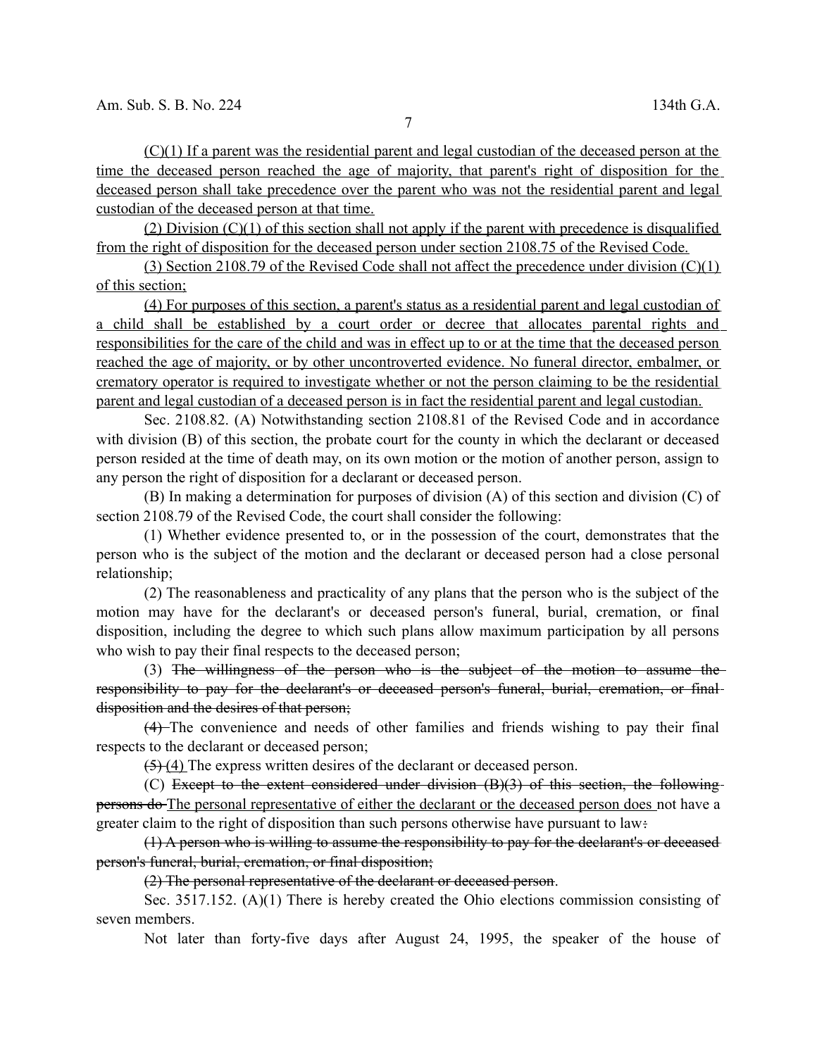(C)(1) If a parent was the residential parent and legal custodian of the deceased person at the time the deceased person reached the age of majority, that parent's right of disposition for the deceased person shall take precedence over the parent who was not the residential parent and legal custodian of the deceased person at that time.

(2) Division (C)(1) of this section shall not apply if the parent with precedence is disqualified from the right of disposition for the deceased person under section 2108.75 of the Revised Code.

(3) Section 2108.79 of the Revised Code shall not affect the precedence under division (C)(1) of this section;

(4) For purposes of this section, a parent's status as a residential parent and legal custodian of a child shall be established by a court order or decree that allocates parental rights and responsibilities for the care of the child and was in effect up to or at the time that the deceased person reached the age of majority, or by other uncontroverted evidence. No funeral director, embalmer, or crematory operator is required to investigate whether or not the person claiming to be the residential parent and legal custodian of a deceased person is in fact the residential parent and legal custodian.

Sec. 2108.82. (A) Notwithstanding section 2108.81 of the Revised Code and in accordance with division (B) of this section, the probate court for the county in which the declarant or deceased person resided at the time of death may, on its own motion or the motion of another person, assign to any person the right of disposition for a declarant or deceased person.

(B) In making a determination for purposes of division (A) of this section and division (C) of section 2108.79 of the Revised Code, the court shall consider the following:

(1) Whether evidence presented to, or in the possession of the court, demonstrates that the person who is the subject of the motion and the declarant or deceased person had a close personal relationship;

(2) The reasonableness and practicality of any plans that the person who is the subject of the motion may have for the declarant's or deceased person's funeral, burial, cremation, or final disposition, including the degree to which such plans allow maximum participation by all persons who wish to pay their final respects to the deceased person;

(3) ~~The willingness of the person who is the subject of the motion to assume the responsibility to pay for the declarant's or deceased person's funeral, burial, cremation, or final disposition and the desires of that person;~~

~~(4)~~ The convenience and needs of other families and friends wishing to pay their final respects to the declarant or deceased person;

~~(5)~~ (4) The express written desires of the declarant or deceased person.

(C) ~~Except to the extent considered under division (B)(3) of this section, the following persons do~~ The personal representative of either the declarant or the deceased person does not have a greater claim to the right of disposition than such persons otherwise have pursuant to law~~:~~.

~~(1) A person who is willing to assume the responsibility to pay for the declarant's or deceased person's funeral, burial, cremation, or final disposition;~~

~~(2) The personal representative of the declarant or deceased person~~.

Sec. 3517.152. (A)(1) There is hereby created the Ohio elections commission consisting of seven members.

Not later than forty-five days after August 24, 1995, the speaker of the house of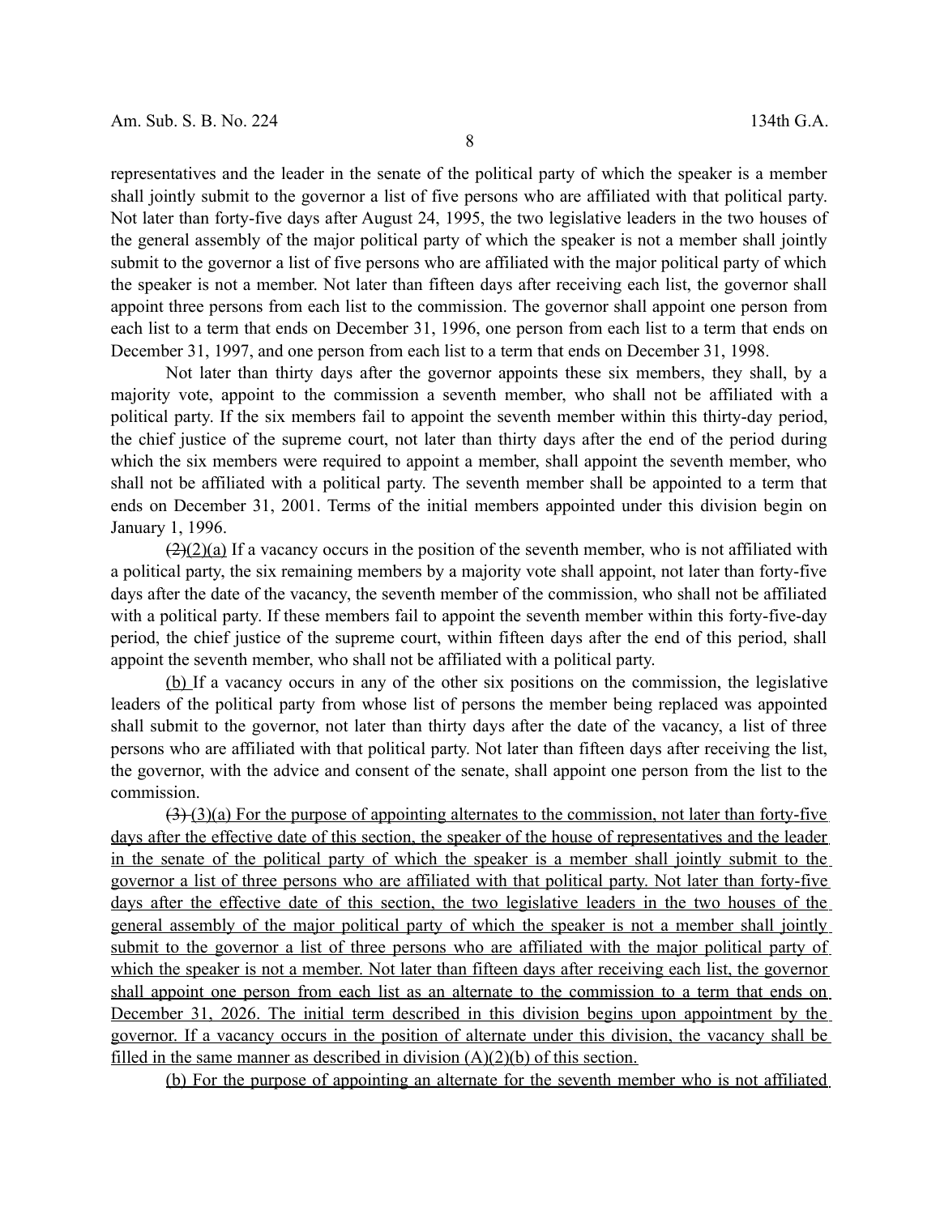representatives and the leader in the senate of the political party of which the speaker is a member shall jointly submit to the governor a list of five persons who are affiliated with that political party. Not later than forty-five days after August 24, 1995, the two legislative leaders in the two houses of the general assembly of the major political party of which the speaker is not a member shall jointly submit to the governor a list of five persons who are affiliated with the major political party of which the speaker is not a member. Not later than fifteen days after receiving each list, the governor shall appoint three persons from each list to the commission. The governor shall appoint one person from each list to a term that ends on December 31, 1996, one person from each list to a term that ends on December 31, 1997, and one person from each list to a term that ends on December 31, 1998.

Not later than thirty days after the governor appoints these six members, they shall, by a majority vote, appoint to the commission a seventh member, who shall not be affiliated with a political party. If the six members fail to appoint the seventh member within this thirty-day period, the chief justice of the supreme court, not later than thirty days after the end of the period during which the six members were required to appoint a member, shall appoint the seventh member, who shall not be affiliated with a political party. The seventh member shall be appointed to a term that ends on December 31, 2001. Terms of the initial members appointed under this division begin on January 1, 1996.

~~(2)~~(2)(a) If a vacancy occurs in the position of the seventh member, who is not affiliated with a political party, the six remaining members by a majority vote shall appoint, not later than forty-five days after the date of the vacancy, the seventh member of the commission, who shall not be affiliated with a political party. If these members fail to appoint the seventh member within this forty-five-day period, the chief justice of the supreme court, within fifteen days after the end of this period, shall appoint the seventh member, who shall not be affiliated with a political party.

(b) If a vacancy occurs in any of the other six positions on the commission, the legislative leaders of the political party from whose list of persons the member being replaced was appointed shall submit to the governor, not later than thirty days after the date of the vacancy, a list of three persons who are affiliated with that political party. Not later than fifteen days after receiving the list, the governor, with the advice and consent of the senate, shall appoint one person from the list to the commission.

~~(3)~~ (3)(a) For the purpose of appointing alternates to the commission, not later than forty-five days after the effective date of this section, the speaker of the house of representatives and the leader in the senate of the political party of which the speaker is a member shall jointly submit to the governor a list of three persons who are affiliated with that political party. Not later than forty-five days after the effective date of this section, the two legislative leaders in the two houses of the general assembly of the major political party of which the speaker is not a member shall jointly submit to the governor a list of three persons who are affiliated with the major political party of which the speaker is not a member. Not later than fifteen days after receiving each list, the governor shall appoint one person from each list as an alternate to the commission to a term that ends on December 31, 2026. The initial term described in this division begins upon appointment by the governor. If a vacancy occurs in the position of alternate under this division, the vacancy shall be filled in the same manner as described in division (A)(2)(b) of this section.

(b) For the purpose of appointing an alternate for the seventh member who is not affiliated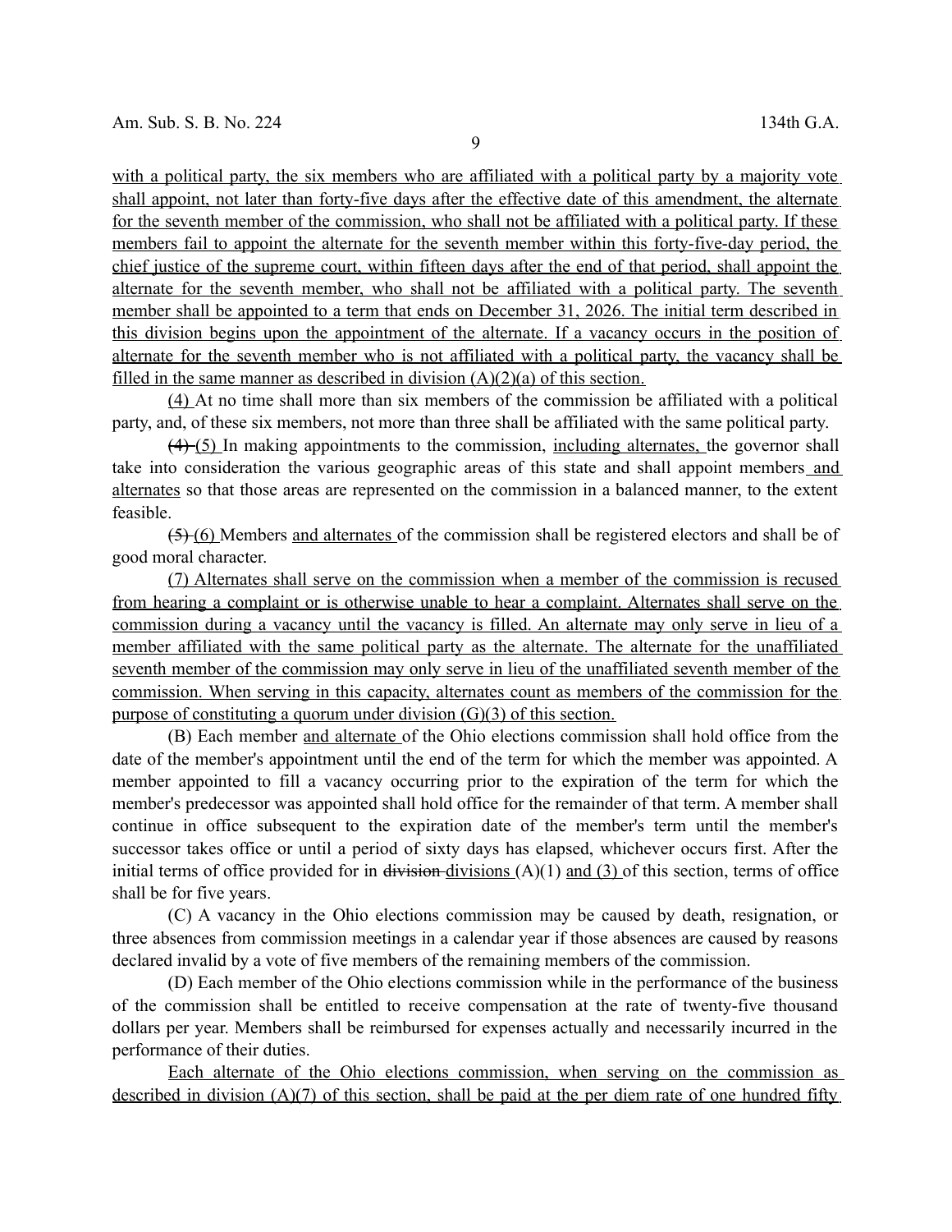with a political party, the six members who are affiliated with a political party by a majority vote shall appoint, not later than forty-five days after the effective date of this amendment, the alternate for the seventh member of the commission, who shall not be affiliated with a political party. If these members fail to appoint the alternate for the seventh member within this forty-five-day period, the chief justice of the supreme court, within fifteen days after the end of that period, shall appoint the alternate for the seventh member, who shall not be affiliated with a political party. The seventh member shall be appointed to a term that ends on December 31, 2026. The initial term described in this division begins upon the appointment of the alternate. If a vacancy occurs in the position of alternate for the seventh member who is not affiliated with a political party, the vacancy shall be filled in the same manner as described in division (A)(2)(a) of this section.

(4) At no time shall more than six members of the commission be affiliated with a political party, and, of these six members, not more than three shall be affiliated with the same political party.

~~(4)~~ (5) In making appointments to the commission, including alternates, the governor shall take into consideration the various geographic areas of this state and shall appoint members and alternates so that those areas are represented on the commission in a balanced manner, to the extent feasible.

~~(5)~~ (6) Members and alternates of the commission shall be registered electors and shall be of good moral character.

(7) Alternates shall serve on the commission when a member of the commission is recused from hearing a complaint or is otherwise unable to hear a complaint. Alternates shall serve on the commission during a vacancy until the vacancy is filled. An alternate may only serve in lieu of a member affiliated with the same political party as the alternate. The alternate for the unaffiliated seventh member of the commission may only serve in lieu of the unaffiliated seventh member of the commission. When serving in this capacity, alternates count as members of the commission for the purpose of constituting a quorum under division (G)(3) of this section.

(B) Each member and alternate of the Ohio elections commission shall hold office from the date of the member's appointment until the end of the term for which the member was appointed. A member appointed to fill a vacancy occurring prior to the expiration of the term for which the member's predecessor was appointed shall hold office for the remainder of that term. A member shall continue in office subsequent to the expiration date of the member's term until the member's successor takes office or until a period of sixty days has elapsed, whichever occurs first. After the initial terms of office provided for in ~~division~~ divisions (A)(1) and (3) of this section, terms of office shall be for five years.

(C) A vacancy in the Ohio elections commission may be caused by death, resignation, or three absences from commission meetings in a calendar year if those absences are caused by reasons declared invalid by a vote of five members of the remaining members of the commission.

(D) Each member of the Ohio elections commission while in the performance of the business of the commission shall be entitled to receive compensation at the rate of twenty-five thousand dollars per year. Members shall be reimbursed for expenses actually and necessarily incurred in the performance of their duties.

Each alternate of the Ohio elections commission, when serving on the commission as described in division (A)(7) of this section, shall be paid at the per diem rate of one hundred fifty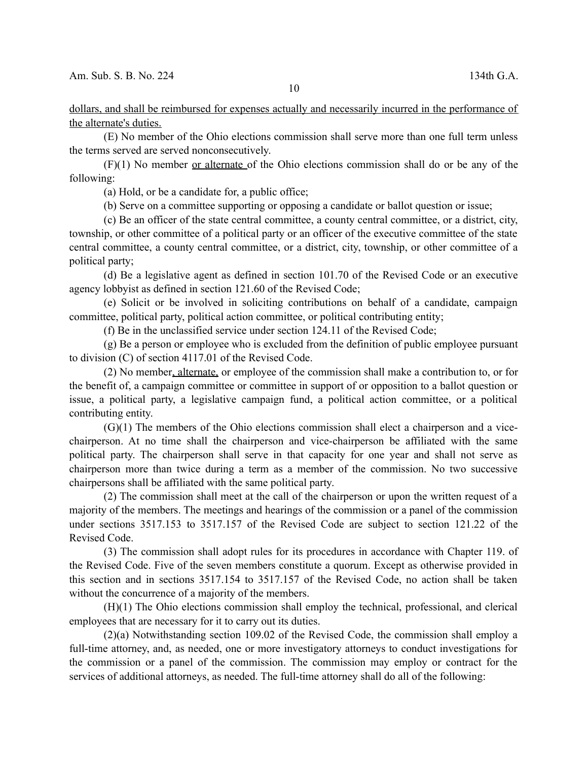dollars, and shall be reimbursed for expenses actually and necessarily incurred in the performance of the alternate's duties.

(E) No member of the Ohio elections commission shall serve more than one full term unless the terms served are served nonconsecutively.

(F)(1) No member or alternate of the Ohio elections commission shall do or be any of the following:

(a) Hold, or be a candidate for, a public office;

(b) Serve on a committee supporting or opposing a candidate or ballot question or issue;

(c) Be an officer of the state central committee, a county central committee, or a district, city, township, or other committee of a political party or an officer of the executive committee of the state central committee, a county central committee, or a district, city, township, or other committee of a political party;

(d) Be a legislative agent as defined in section 101.70 of the Revised Code or an executive agency lobbyist as defined in section 121.60 of the Revised Code;

(e) Solicit or be involved in soliciting contributions on behalf of a candidate, campaign committee, political party, political action committee, or political contributing entity;

(f) Be in the unclassified service under section 124.11 of the Revised Code;

(g) Be a person or employee who is excluded from the definition of public employee pursuant to division (C) of section 4117.01 of the Revised Code.

(2) No member, alternate, or employee of the commission shall make a contribution to, or for the benefit of, a campaign committee or committee in support of or opposition to a ballot question or issue, a political party, a legislative campaign fund, a political action committee, or a political contributing entity.

(G)(1) The members of the Ohio elections commission shall elect a chairperson and a vice-chairperson. At no time shall the chairperson and vice-chairperson be affiliated with the same political party. The chairperson shall serve in that capacity for one year and shall not serve as chairperson more than twice during a term as a member of the commission. No two successive chairpersons shall be affiliated with the same political party.

(2) The commission shall meet at the call of the chairperson or upon the written request of a majority of the members. The meetings and hearings of the commission or a panel of the commission under sections 3517.153 to 3517.157 of the Revised Code are subject to section 121.22 of the Revised Code.

(3) The commission shall adopt rules for its procedures in accordance with Chapter 119. of the Revised Code. Five of the seven members constitute a quorum. Except as otherwise provided in this section and in sections 3517.154 to 3517.157 of the Revised Code, no action shall be taken without the concurrence of a majority of the members.

(H)(1) The Ohio elections commission shall employ the technical, professional, and clerical employees that are necessary for it to carry out its duties.

(2)(a) Notwithstanding section 109.02 of the Revised Code, the commission shall employ a full-time attorney, and, as needed, one or more investigatory attorneys to conduct investigations for the commission or a panel of the commission. The commission may employ or contract for the services of additional attorneys, as needed. The full-time attorney shall do all of the following: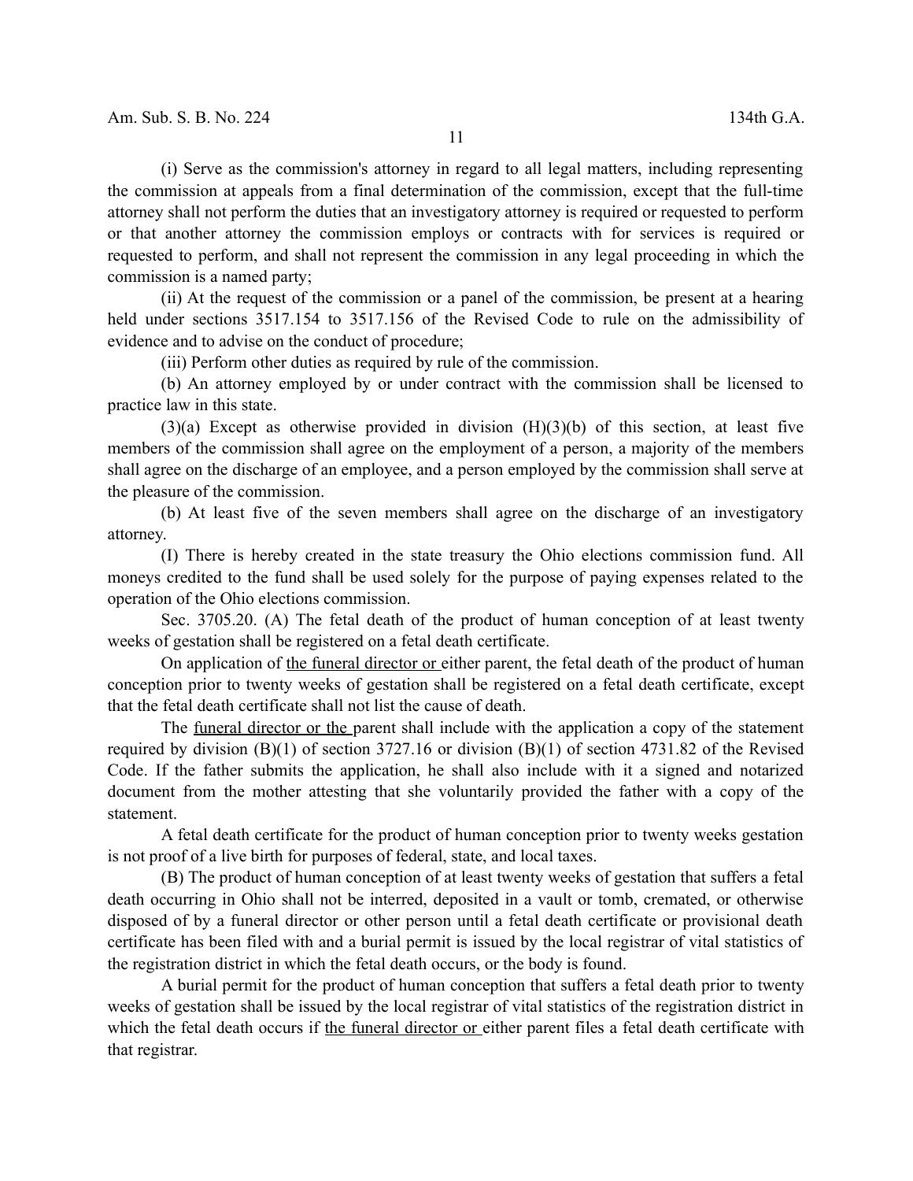(i) Serve as the commission's attorney in regard to all legal matters, including representing the commission at appeals from a final determination of the commission, except that the full-time attorney shall not perform the duties that an investigatory attorney is required or requested to perform or that another attorney the commission employs or contracts with for services is required or requested to perform, and shall not represent the commission in any legal proceeding in which the commission is a named party;

(ii) At the request of the commission or a panel of the commission, be present at a hearing held under sections 3517.154 to 3517.156 of the Revised Code to rule on the admissibility of evidence and to advise on the conduct of procedure;

(iii) Perform other duties as required by rule of the commission.

(b) An attorney employed by or under contract with the commission shall be licensed to practice law in this state.

(3)(a) Except as otherwise provided in division (H)(3)(b) of this section, at least five members of the commission shall agree on the employment of a person, a majority of the members shall agree on the discharge of an employee, and a person employed by the commission shall serve at the pleasure of the commission.

(b) At least five of the seven members shall agree on the discharge of an investigatory attorney.

(I) There is hereby created in the state treasury the Ohio elections commission fund. All moneys credited to the fund shall be used solely for the purpose of paying expenses related to the operation of the Ohio elections commission.

Sec. 3705.20. (A) The fetal death of the product of human conception of at least twenty weeks of gestation shall be registered on a fetal death certificate.

On application of the funeral director or either parent, the fetal death of the product of human conception prior to twenty weeks of gestation shall be registered on a fetal death certificate, except that the fetal death certificate shall not list the cause of death.

The funeral director or the parent shall include with the application a copy of the statement required by division (B)(1) of section 3727.16 or division (B)(1) of section 4731.82 of the Revised Code. If the father submits the application, he shall also include with it a signed and notarized document from the mother attesting that she voluntarily provided the father with a copy of the statement.

A fetal death certificate for the product of human conception prior to twenty weeks gestation is not proof of a live birth for purposes of federal, state, and local taxes.

(B) The product of human conception of at least twenty weeks of gestation that suffers a fetal death occurring in Ohio shall not be interred, deposited in a vault or tomb, cremated, or otherwise disposed of by a funeral director or other person until a fetal death certificate or provisional death certificate has been filed with and a burial permit is issued by the local registrar of vital statistics of the registration district in which the fetal death occurs, or the body is found.

A burial permit for the product of human conception that suffers a fetal death prior to twenty weeks of gestation shall be issued by the local registrar of vital statistics of the registration district in which the fetal death occurs if the funeral director or either parent files a fetal death certificate with that registrar.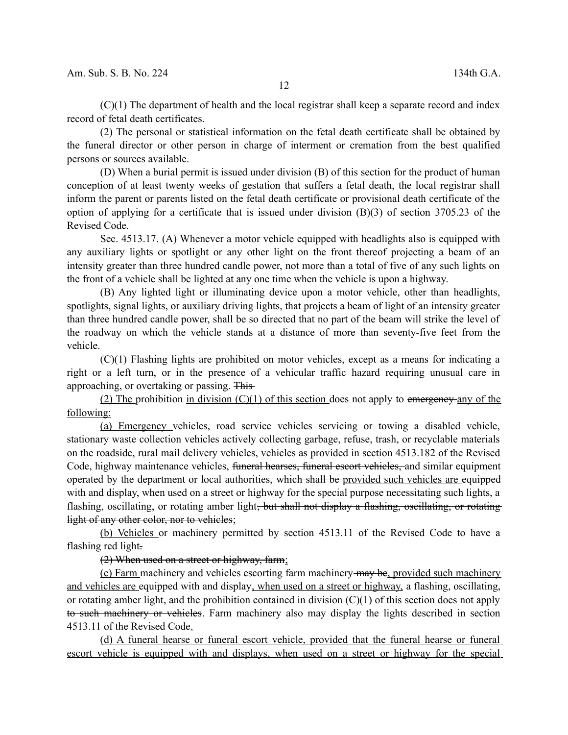(C)(1) The department of health and the local registrar shall keep a separate record and index record of fetal death certificates.

(2) The personal or statistical information on the fetal death certificate shall be obtained by the funeral director or other person in charge of interment or cremation from the best qualified persons or sources available.

(D) When a burial permit is issued under division (B) of this section for the product of human conception of at least twenty weeks of gestation that suffers a fetal death, the local registrar shall inform the parent or parents listed on the fetal death certificate or provisional death certificate of the option of applying for a certificate that is issued under division (B)(3) of section 3705.23 of the Revised Code.

Sec. 4513.17. (A) Whenever a motor vehicle equipped with headlights also is equipped with any auxiliary lights or spotlight or any other light on the front thereof projecting a beam of an intensity greater than three hundred candle power, not more than a total of five of any such lights on the front of a vehicle shall be lighted at any one time when the vehicle is upon a highway.

(B) Any lighted light or illuminating device upon a motor vehicle, other than headlights, spotlights, signal lights, or auxiliary driving lights, that projects a beam of light of an intensity greater than three hundred candle power, shall be so directed that no part of the beam will strike the level of the roadway on which the vehicle stands at a distance of more than seventy-five feet from the vehicle.

(C)(1) Flashing lights are prohibited on motor vehicles, except as a means for indicating a right or a left turn, or in the presence of a vehicular traffic hazard requiring unusual care in approaching, or overtaking or passing. ~~This~~

<u>(2) The</u> prohibition <u>in division (C)(1) of this section</u> does not apply to ~~emergency~~ <u>any of the following:</u>

<u>(a) Emergency</u> vehicles, road service vehicles servicing or towing a disabled vehicle, stationary waste collection vehicles actively collecting garbage, refuse, trash, or recyclable materials on the roadside, rural mail delivery vehicles, vehicles as provided in section 4513.182 of the Revised Code, highway maintenance vehicles, ~~funeral hearses, funeral escort vehicles,~~ and similar equipment operated by the department or local authorities, ~~which shall be~~ <u>provided such vehicles are</u> equipped with and display, when used on a street or highway for the special purpose necessitating such lights, a flashing, oscillating, or rotating amber light~~, but shall not display a flashing, oscillating, or rotating light of any other color, nor to vehicles~~<u>;</u>

<u>(b) Vehicles</u> or machinery permitted by section 4513.11 of the Revised Code to have a flashing red light~~.~~

~~(2) When used on a street or highway, farm~~<u>;</u>

<u>(c) Farm</u> machinery and vehicles escorting farm machinery ~~may be~~<u>, provided such machinery and vehicles are</u> equipped with and display<u>, when used on a street or highway,</u> a flashing, oscillating, or rotating amber light~~, and the prohibition contained in division (C)(1) of this section does not apply to such machinery or vehicles~~. Farm machinery also may display the lights described in section 4513.11 of the Revised Code<u>.</u>

<u>(d) A funeral hearse or funeral escort vehicle, provided that the funeral hearse or funeral escort vehicle is equipped with and displays, when used on a street or highway for the special</u>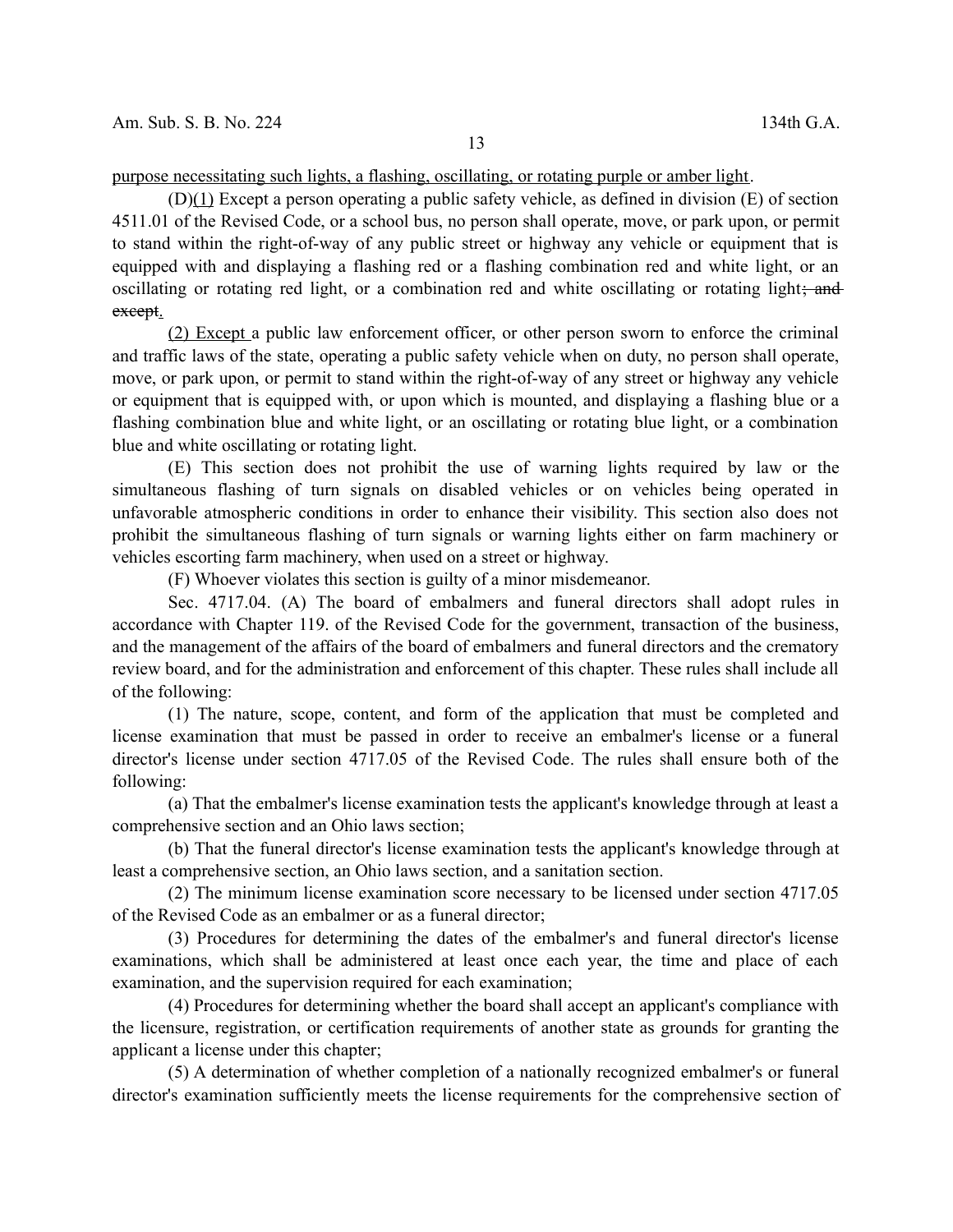purpose necessitating such lights, a flashing, oscillating, or rotating purple or amber light.

(D)(1) Except a person operating a public safety vehicle, as defined in division (E) of section 4511.01 of the Revised Code, or a school bus, no person shall operate, move, or park upon, or permit to stand within the right-of-way of any public street or highway any vehicle or equipment that is equipped with and displaying a flashing red or a flashing combination red and white light, or an oscillating or rotating red light, or a combination red and white oscillating or rotating light; and except.

(2) Except a public law enforcement officer, or other person sworn to enforce the criminal and traffic laws of the state, operating a public safety vehicle when on duty, no person shall operate, move, or park upon, or permit to stand within the right-of-way of any street or highway any vehicle or equipment that is equipped with, or upon which is mounted, and displaying a flashing blue or a flashing combination blue and white light, or an oscillating or rotating blue light, or a combination blue and white oscillating or rotating light.

(E) This section does not prohibit the use of warning lights required by law or the simultaneous flashing of turn signals on disabled vehicles or on vehicles being operated in unfavorable atmospheric conditions in order to enhance their visibility. This section also does not prohibit the simultaneous flashing of turn signals or warning lights either on farm machinery or vehicles escorting farm machinery, when used on a street or highway.

(F) Whoever violates this section is guilty of a minor misdemeanor.

Sec. 4717.04. (A) The board of embalmers and funeral directors shall adopt rules in accordance with Chapter 119. of the Revised Code for the government, transaction of the business, and the management of the affairs of the board of embalmers and funeral directors and the crematory review board, and for the administration and enforcement of this chapter. These rules shall include all of the following:

(1) The nature, scope, content, and form of the application that must be completed and license examination that must be passed in order to receive an embalmer's license or a funeral director's license under section 4717.05 of the Revised Code. The rules shall ensure both of the following:

(a) That the embalmer's license examination tests the applicant's knowledge through at least a comprehensive section and an Ohio laws section;

(b) That the funeral director's license examination tests the applicant's knowledge through at least a comprehensive section, an Ohio laws section, and a sanitation section.

(2) The minimum license examination score necessary to be licensed under section 4717.05 of the Revised Code as an embalmer or as a funeral director;

(3) Procedures for determining the dates of the embalmer's and funeral director's license examinations, which shall be administered at least once each year, the time and place of each examination, and the supervision required for each examination;

(4) Procedures for determining whether the board shall accept an applicant's compliance with the licensure, registration, or certification requirements of another state as grounds for granting the applicant a license under this chapter;

(5) A determination of whether completion of a nationally recognized embalmer's or funeral director's examination sufficiently meets the license requirements for the comprehensive section of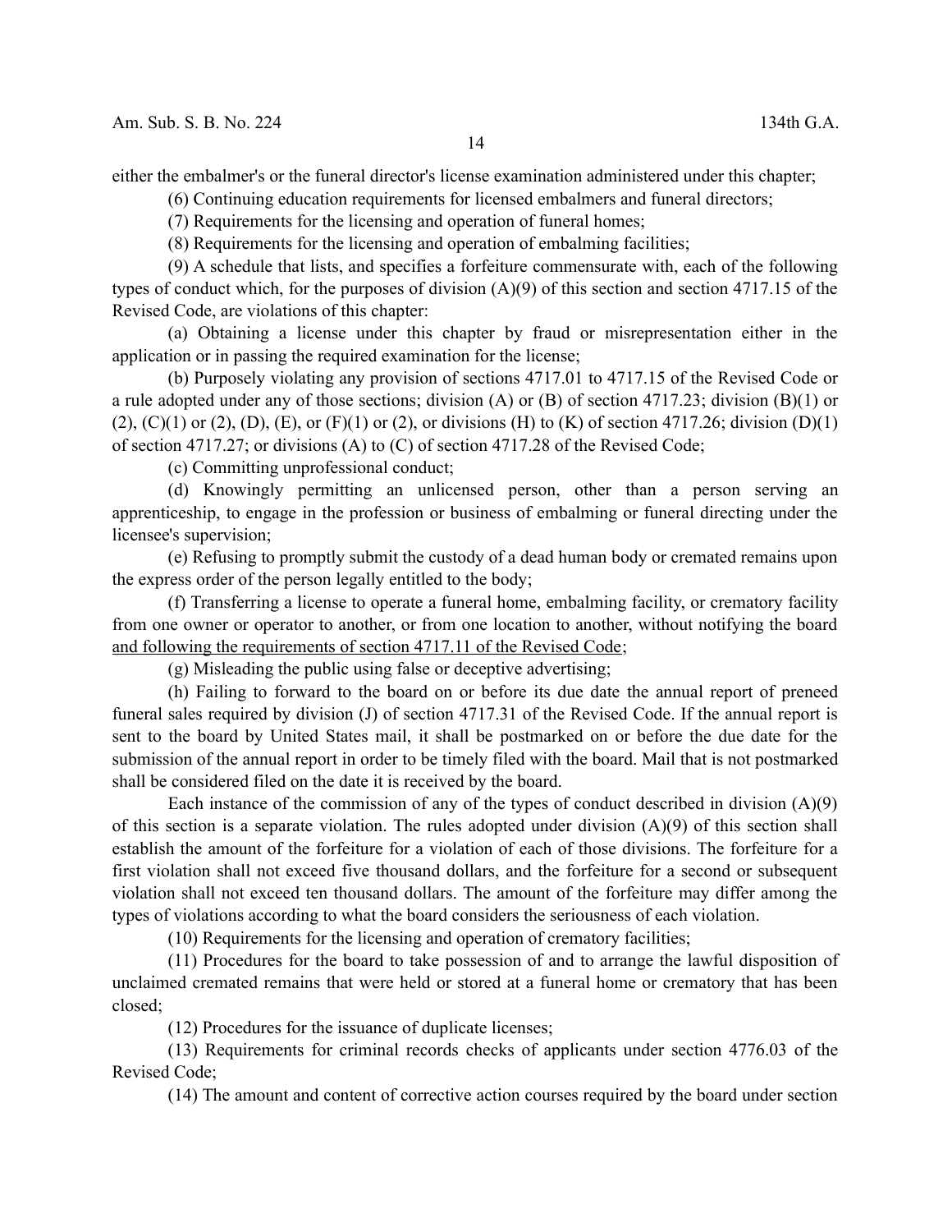either the embalmer's or the funeral director's license examination administered under this chapter;

(6) Continuing education requirements for licensed embalmers and funeral directors;

(7) Requirements for the licensing and operation of funeral homes;

(8) Requirements for the licensing and operation of embalming facilities;

(9) A schedule that lists, and specifies a forfeiture commensurate with, each of the following types of conduct which, for the purposes of division (A)(9) of this section and section 4717.15 of the Revised Code, are violations of this chapter:

(a) Obtaining a license under this chapter by fraud or misrepresentation either in the application or in passing the required examination for the license;

(b) Purposely violating any provision of sections 4717.01 to 4717.15 of the Revised Code or a rule adopted under any of those sections; division (A) or (B) of section 4717.23; division (B)(1) or (2), (C)(1) or (2), (D), (E), or (F)(1) or (2), or divisions (H) to (K) of section 4717.26; division (D)(1) of section 4717.27; or divisions (A) to (C) of section 4717.28 of the Revised Code;

(c) Committing unprofessional conduct;

(d) Knowingly permitting an unlicensed person, other than a person serving an apprenticeship, to engage in the profession or business of embalming or funeral directing under the licensee's supervision;

(e) Refusing to promptly submit the custody of a dead human body or cremated remains upon the express order of the person legally entitled to the body;

(f) Transferring a license to operate a funeral home, embalming facility, or crematory facility from one owner or operator to another, or from one location to another, without notifying the board <u>and following the requirements of section 4717.11 of the Revised Code</u>;

(g) Misleading the public using false or deceptive advertising;

(h) Failing to forward to the board on or before its due date the annual report of preneed funeral sales required by division (J) of section 4717.31 of the Revised Code. If the annual report is sent to the board by United States mail, it shall be postmarked on or before the due date for the submission of the annual report in order to be timely filed with the board. Mail that is not postmarked shall be considered filed on the date it is received by the board.

Each instance of the commission of any of the types of conduct described in division (A)(9) of this section is a separate violation. The rules adopted under division (A)(9) of this section shall establish the amount of the forfeiture for a violation of each of those divisions. The forfeiture for a first violation shall not exceed five thousand dollars, and the forfeiture for a second or subsequent violation shall not exceed ten thousand dollars. The amount of the forfeiture may differ among the types of violations according to what the board considers the seriousness of each violation.

(10) Requirements for the licensing and operation of crematory facilities;

(11) Procedures for the board to take possession of and to arrange the lawful disposition of unclaimed cremated remains that were held or stored at a funeral home or crematory that has been closed;

(12) Procedures for the issuance of duplicate licenses;

(13) Requirements for criminal records checks of applicants under section 4776.03 of the Revised Code;

(14) The amount and content of corrective action courses required by the board under section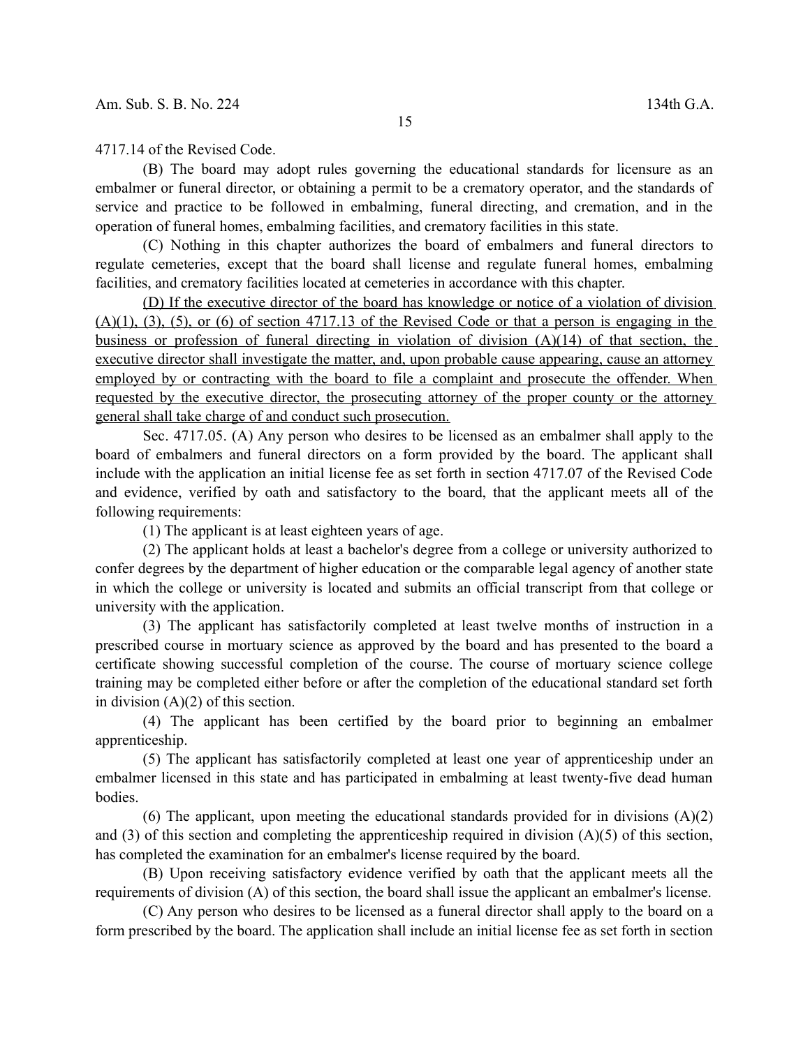4717.14 of the Revised Code.

(B) The board may adopt rules governing the educational standards for licensure as an embalmer or funeral director, or obtaining a permit to be a crematory operator, and the standards of service and practice to be followed in embalming, funeral directing, and cremation, and in the operation of funeral homes, embalming facilities, and crematory facilities in this state.

(C) Nothing in this chapter authorizes the board of embalmers and funeral directors to regulate cemeteries, except that the board shall license and regulate funeral homes, embalming facilities, and crematory facilities located at cemeteries in accordance with this chapter.

(D) If the executive director of the board has knowledge or notice of a violation of division (A)(1), (3), (5), or (6) of section 4717.13 of the Revised Code or that a person is engaging in the business or profession of funeral directing in violation of division (A)(14) of that section, the executive director shall investigate the matter, and, upon probable cause appearing, cause an attorney employed by or contracting with the board to file a complaint and prosecute the offender. When requested by the executive director, the prosecuting attorney of the proper county or the attorney general shall take charge of and conduct such prosecution.

Sec. 4717.05. (A) Any person who desires to be licensed as an embalmer shall apply to the board of embalmers and funeral directors on a form provided by the board. The applicant shall include with the application an initial license fee as set forth in section 4717.07 of the Revised Code and evidence, verified by oath and satisfactory to the board, that the applicant meets all of the following requirements:

(1) The applicant is at least eighteen years of age.

(2) The applicant holds at least a bachelor's degree from a college or university authorized to confer degrees by the department of higher education or the comparable legal agency of another state in which the college or university is located and submits an official transcript from that college or university with the application.

(3) The applicant has satisfactorily completed at least twelve months of instruction in a prescribed course in mortuary science as approved by the board and has presented to the board a certificate showing successful completion of the course. The course of mortuary science college training may be completed either before or after the completion of the educational standard set forth in division (A)(2) of this section.

(4) The applicant has been certified by the board prior to beginning an embalmer apprenticeship.

(5) The applicant has satisfactorily completed at least one year of apprenticeship under an embalmer licensed in this state and has participated in embalming at least twenty-five dead human bodies.

(6) The applicant, upon meeting the educational standards provided for in divisions (A)(2) and (3) of this section and completing the apprenticeship required in division (A)(5) of this section, has completed the examination for an embalmer's license required by the board.

(B) Upon receiving satisfactory evidence verified by oath that the applicant meets all the requirements of division (A) of this section, the board shall issue the applicant an embalmer's license.

(C) Any person who desires to be licensed as a funeral director shall apply to the board on a form prescribed by the board. The application shall include an initial license fee as set forth in section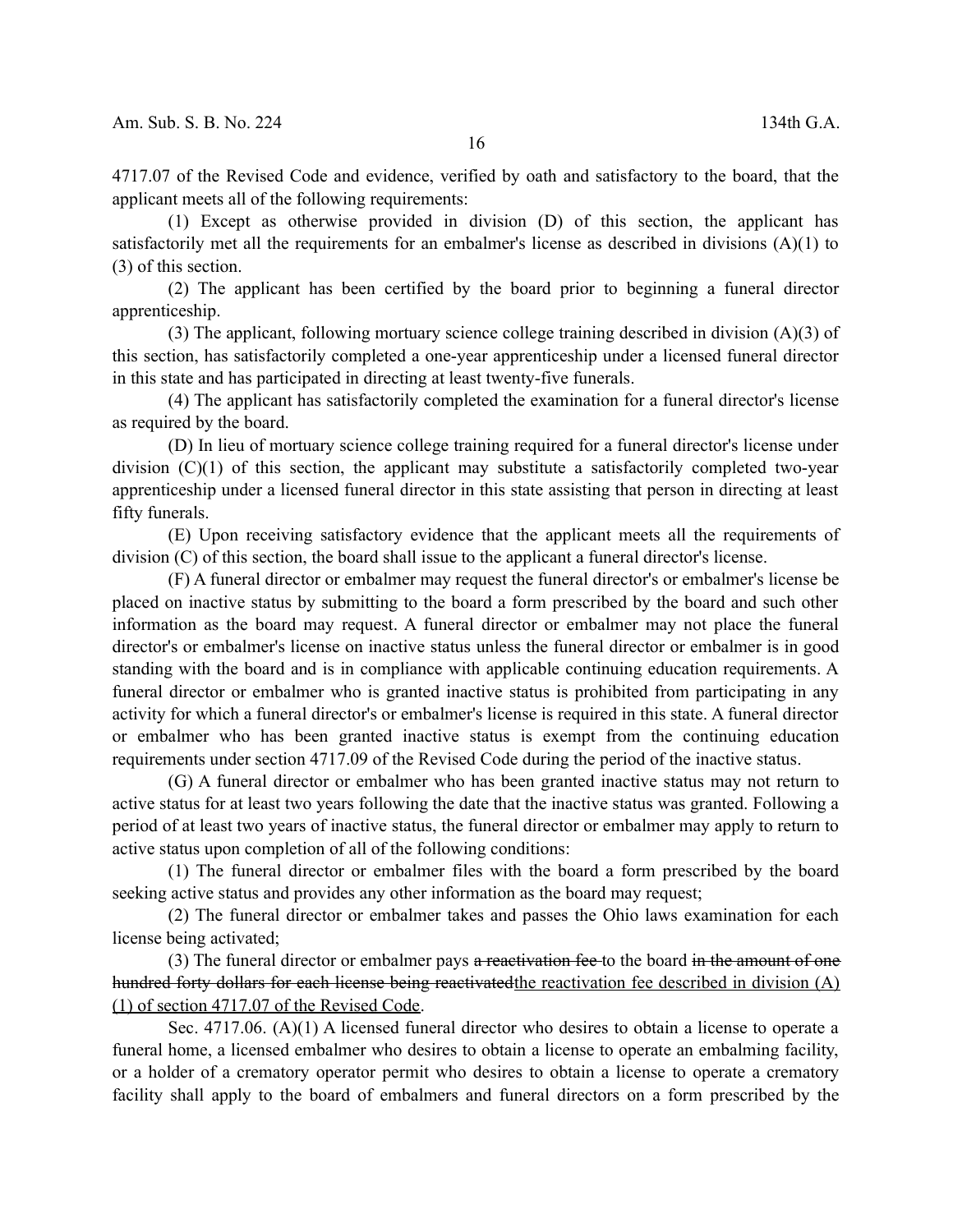4717.07 of the Revised Code and evidence, verified by oath and satisfactory to the board, that the applicant meets all of the following requirements:

(1) Except as otherwise provided in division (D) of this section, the applicant has satisfactorily met all the requirements for an embalmer's license as described in divisions (A)(1) to (3) of this section.

(2) The applicant has been certified by the board prior to beginning a funeral director apprenticeship.

(3) The applicant, following mortuary science college training described in division (A)(3) of this section, has satisfactorily completed a one-year apprenticeship under a licensed funeral director in this state and has participated in directing at least twenty-five funerals.

(4) The applicant has satisfactorily completed the examination for a funeral director's license as required by the board.

(D) In lieu of mortuary science college training required for a funeral director's license under division (C)(1) of this section, the applicant may substitute a satisfactorily completed two-year apprenticeship under a licensed funeral director in this state assisting that person in directing at least fifty funerals.

(E) Upon receiving satisfactory evidence that the applicant meets all the requirements of division (C) of this section, the board shall issue to the applicant a funeral director's license.

(F) A funeral director or embalmer may request the funeral director's or embalmer's license be placed on inactive status by submitting to the board a form prescribed by the board and such other information as the board may request. A funeral director or embalmer may not place the funeral director's or embalmer's license on inactive status unless the funeral director or embalmer is in good standing with the board and is in compliance with applicable continuing education requirements. A funeral director or embalmer who is granted inactive status is prohibited from participating in any activity for which a funeral director's or embalmer's license is required in this state. A funeral director or embalmer who has been granted inactive status is exempt from the continuing education requirements under section 4717.09 of the Revised Code during the period of the inactive status.

(G) A funeral director or embalmer who has been granted inactive status may not return to active status for at least two years following the date that the inactive status was granted. Following a period of at least two years of inactive status, the funeral director or embalmer may apply to return to active status upon completion of all of the following conditions:

(1) The funeral director or embalmer files with the board a form prescribed by the board seeking active status and provides any other information as the board may request;

(2) The funeral director or embalmer takes and passes the Ohio laws examination for each license being activated;

(3) The funeral director or embalmer pays ~~a reactivation fee~~ to the board ~~in the amount of one hundred forty dollars for each license being reactivated~~<u>the reactivation fee described in division (A)(1) of section 4717.07 of the Revised Code</u>.

Sec. 4717.06. (A)(1) A licensed funeral director who desires to obtain a license to operate a funeral home, a licensed embalmer who desires to obtain a license to operate an embalming facility, or a holder of a crematory operator permit who desires to obtain a license to operate a crematory facility shall apply to the board of embalmers and funeral directors on a form prescribed by the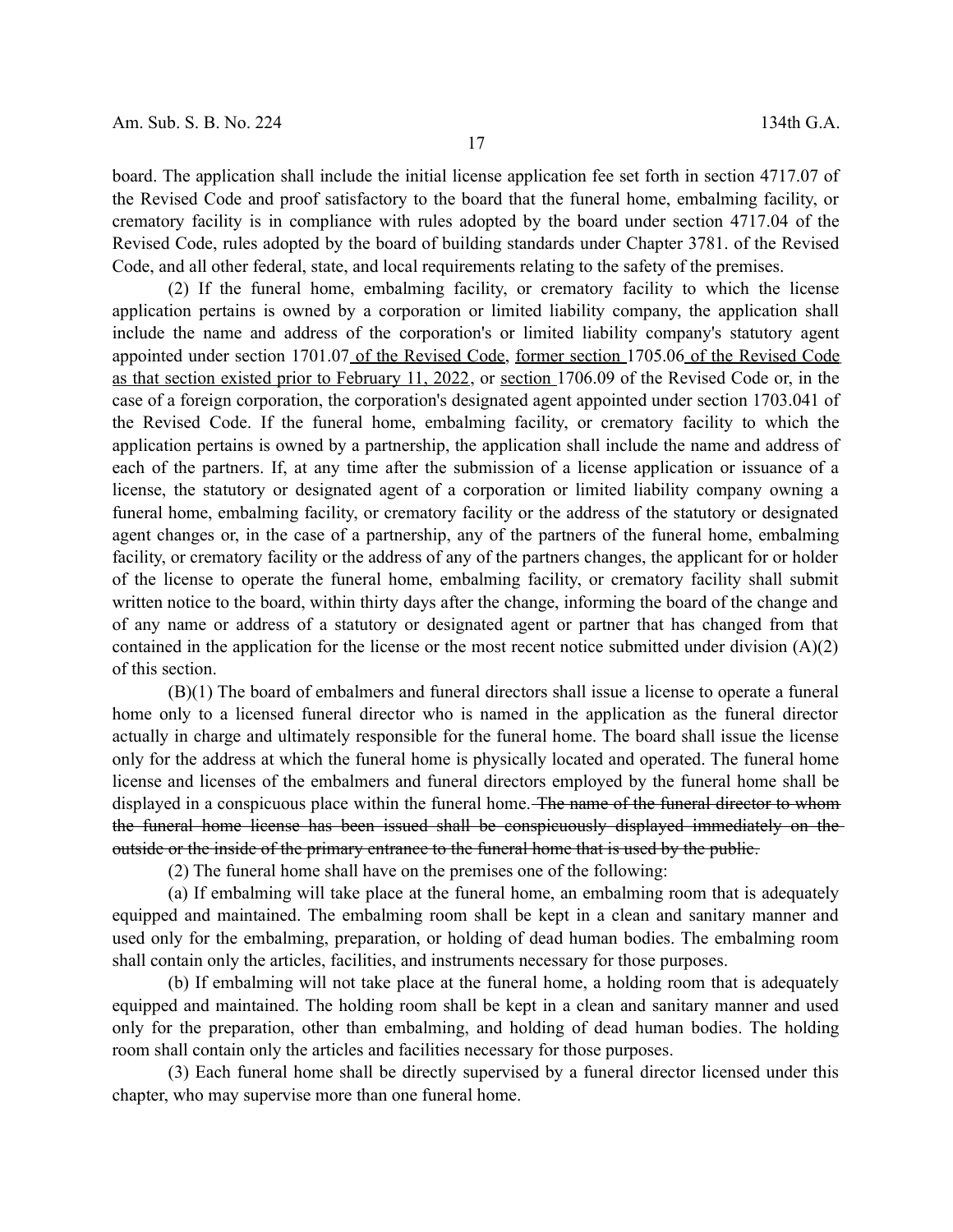board. The application shall include the initial license application fee set forth in section 4717.07 of the Revised Code and proof satisfactory to the board that the funeral home, embalming facility, or crematory facility is in compliance with rules adopted by the board under section 4717.04 of the Revised Code, rules adopted by the board of building standards under Chapter 3781. of the Revised Code, and all other federal, state, and local requirements relating to the safety of the premises.

(2) If the funeral home, embalming facility, or crematory facility to which the license application pertains is owned by a corporation or limited liability company, the application shall include the name and address of the corporation's or limited liability company's statutory agent appointed under section 1701.07 of the Revised Code, former section 1705.06 of the Revised Code as that section existed prior to February 11, 2022, or section 1706.09 of the Revised Code or, in the case of a foreign corporation, the corporation's designated agent appointed under section 1703.041 of the Revised Code. If the funeral home, embalming facility, or crematory facility to which the application pertains is owned by a partnership, the application shall include the name and address of each of the partners. If, at any time after the submission of a license application or issuance of a license, the statutory or designated agent of a corporation or limited liability company owning a funeral home, embalming facility, or crematory facility or the address of the statutory or designated agent changes or, in the case of a partnership, any of the partners of the funeral home, embalming facility, or crematory facility or the address of any of the partners changes, the applicant for or holder of the license to operate the funeral home, embalming facility, or crematory facility shall submit written notice to the board, within thirty days after the change, informing the board of the change and of any name or address of a statutory or designated agent or partner that has changed from that contained in the application for the license or the most recent notice submitted under division (A)(2) of this section.

(B)(1) The board of embalmers and funeral directors shall issue a license to operate a funeral home only to a licensed funeral director who is named in the application as the funeral director actually in charge and ultimately responsible for the funeral home. The board shall issue the license only for the address at which the funeral home is physically located and operated. The funeral home license and licenses of the embalmers and funeral directors employed by the funeral home shall be displayed in a conspicuous place within the funeral home. ~~The name of the funeral director to whom the funeral home license has been issued shall be conspicuously displayed immediately on the outside or the inside of the primary entrance to the funeral home that is used by the public.~~

(2) The funeral home shall have on the premises one of the following:

(a) If embalming will take place at the funeral home, an embalming room that is adequately equipped and maintained. The embalming room shall be kept in a clean and sanitary manner and used only for the embalming, preparation, or holding of dead human bodies. The embalming room shall contain only the articles, facilities, and instruments necessary for those purposes.

(b) If embalming will not take place at the funeral home, a holding room that is adequately equipped and maintained. The holding room shall be kept in a clean and sanitary manner and used only for the preparation, other than embalming, and holding of dead human bodies. The holding room shall contain only the articles and facilities necessary for those purposes.

(3) Each funeral home shall be directly supervised by a funeral director licensed under this chapter, who may supervise more than one funeral home.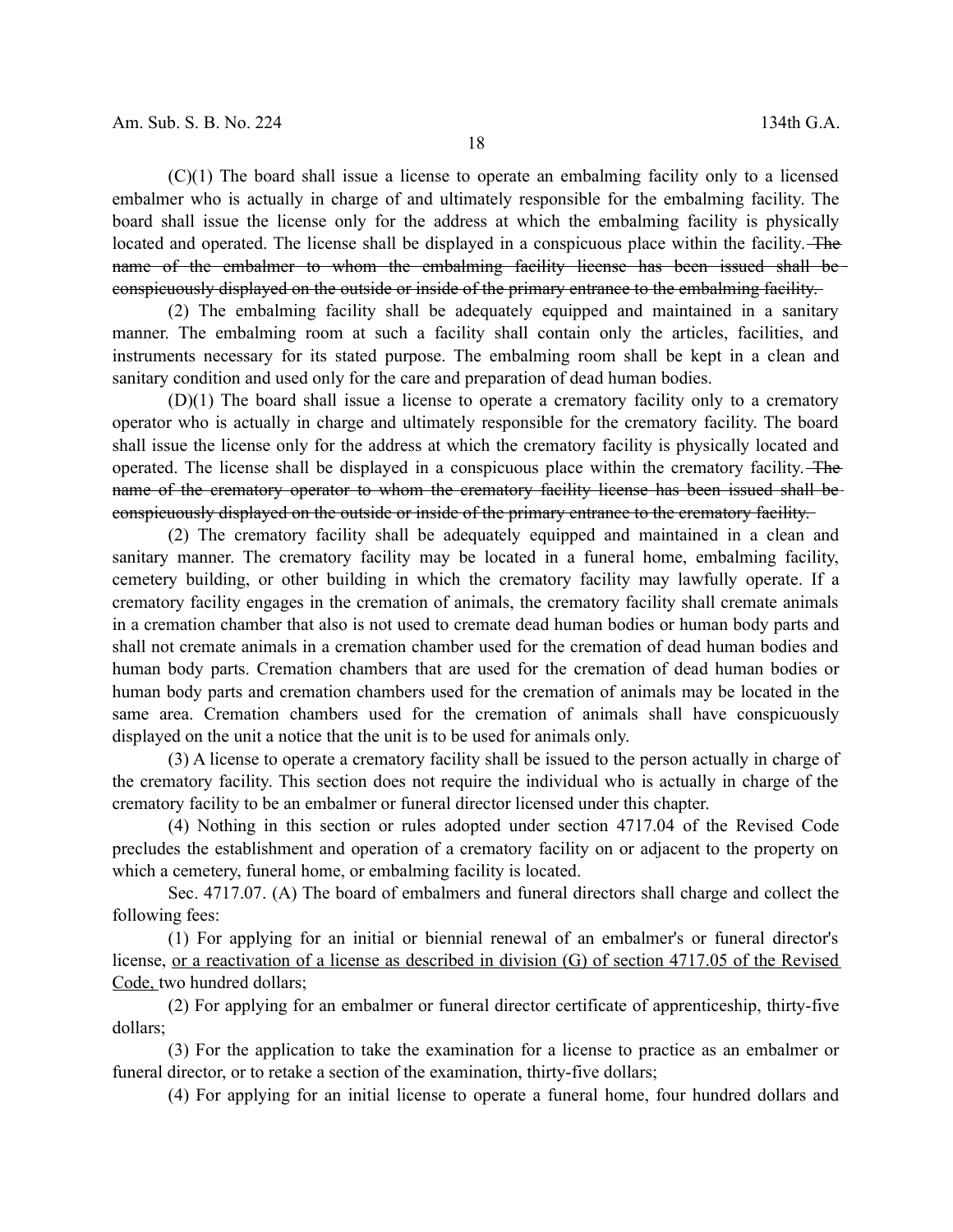(C)(1) The board shall issue a license to operate an embalming facility only to a licensed embalmer who is actually in charge of and ultimately responsible for the embalming facility. The board shall issue the license only for the address at which the embalming facility is physically located and operated. The license shall be displayed in a conspicuous place within the facility. ~~The name of the embalmer to whom the embalming facility license has been issued shall be conspicuously displayed on the outside or inside of the primary entrance to the embalming facility.~~

(2) The embalming facility shall be adequately equipped and maintained in a sanitary manner. The embalming room at such a facility shall contain only the articles, facilities, and instruments necessary for its stated purpose. The embalming room shall be kept in a clean and sanitary condition and used only for the care and preparation of dead human bodies.

(D)(1) The board shall issue a license to operate a crematory facility only to a crematory operator who is actually in charge and ultimately responsible for the crematory facility. The board shall issue the license only for the address at which the crematory facility is physically located and operated. The license shall be displayed in a conspicuous place within the crematory facility. ~~The name of the crematory operator to whom the crematory facility license has been issued shall be conspicuously displayed on the outside or inside of the primary entrance to the crematory facility.~~

(2) The crematory facility shall be adequately equipped and maintained in a clean and sanitary manner. The crematory facility may be located in a funeral home, embalming facility, cemetery building, or other building in which the crematory facility may lawfully operate. If a crematory facility engages in the cremation of animals, the crematory facility shall cremate animals in a cremation chamber that also is not used to cremate dead human bodies or human body parts and shall not cremate animals in a cremation chamber used for the cremation of dead human bodies and human body parts. Cremation chambers that are used for the cremation of dead human bodies or human body parts and cremation chambers used for the cremation of animals may be located in the same area. Cremation chambers used for the cremation of animals shall have conspicuously displayed on the unit a notice that the unit is to be used for animals only.

(3) A license to operate a crematory facility shall be issued to the person actually in charge of the crematory facility. This section does not require the individual who is actually in charge of the crematory facility to be an embalmer or funeral director licensed under this chapter.

(4) Nothing in this section or rules adopted under section 4717.04 of the Revised Code precludes the establishment and operation of a crematory facility on or adjacent to the property on which a cemetery, funeral home, or embalming facility is located.

Sec. 4717.07. (A) The board of embalmers and funeral directors shall charge and collect the following fees:

(1) For applying for an initial or biennial renewal of an embalmer's or funeral director's license, <u>or a reactivation of a license as described in division (G) of section 4717.05 of the Revised Code,</u> two hundred dollars;

(2) For applying for an embalmer or funeral director certificate of apprenticeship, thirty-five dollars;

(3) For the application to take the examination for a license to practice as an embalmer or funeral director, or to retake a section of the examination, thirty-five dollars;

(4) For applying for an initial license to operate a funeral home, four hundred dollars and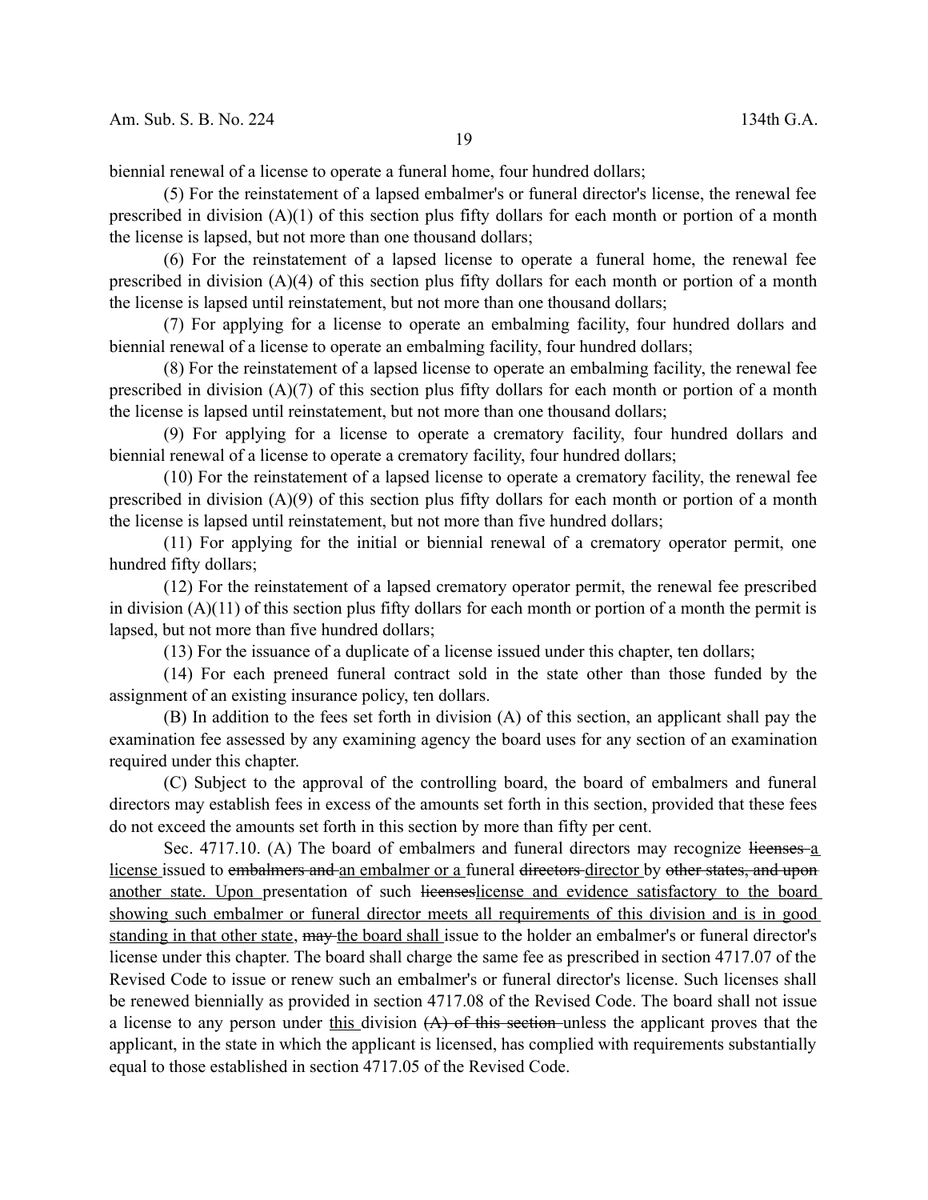biennial renewal of a license to operate a funeral home, four hundred dollars;

(5) For the reinstatement of a lapsed embalmer's or funeral director's license, the renewal fee prescribed in division (A)(1) of this section plus fifty dollars for each month or portion of a month the license is lapsed, but not more than one thousand dollars;

(6) For the reinstatement of a lapsed license to operate a funeral home, the renewal fee prescribed in division (A)(4) of this section plus fifty dollars for each month or portion of a month the license is lapsed until reinstatement, but not more than one thousand dollars;

(7) For applying for a license to operate an embalming facility, four hundred dollars and biennial renewal of a license to operate an embalming facility, four hundred dollars;

(8) For the reinstatement of a lapsed license to operate an embalming facility, the renewal fee prescribed in division (A)(7) of this section plus fifty dollars for each month or portion of a month the license is lapsed until reinstatement, but not more than one thousand dollars;

(9) For applying for a license to operate a crematory facility, four hundred dollars and biennial renewal of a license to operate a crematory facility, four hundred dollars;

(10) For the reinstatement of a lapsed license to operate a crematory facility, the renewal fee prescribed in division (A)(9) of this section plus fifty dollars for each month or portion of a month the license is lapsed until reinstatement, but not more than five hundred dollars;

(11) For applying for the initial or biennial renewal of a crematory operator permit, one hundred fifty dollars;

(12) For the reinstatement of a lapsed crematory operator permit, the renewal fee prescribed in division (A)(11) of this section plus fifty dollars for each month or portion of a month the permit is lapsed, but not more than five hundred dollars;

(13) For the issuance of a duplicate of a license issued under this chapter, ten dollars;

(14) For each preneed funeral contract sold in the state other than those funded by the assignment of an existing insurance policy, ten dollars.

(B) In addition to the fees set forth in division (A) of this section, an applicant shall pay the examination fee assessed by any examining agency the board uses for any section of an examination required under this chapter.

(C) Subject to the approval of the controlling board, the board of embalmers and funeral directors may establish fees in excess of the amounts set forth in this section, provided that these fees do not exceed the amounts set forth in this section by more than fifty per cent.

Sec. 4717.10. (A) The board of embalmers and funeral directors may recognize ~~licenses~~ <u>a license</u> issued to ~~embalmers and~~ <u>an embalmer or a</u> funeral ~~directors~~ <u>director</u> by ~~other states, and upon~~ <u>another state. Upon</u> presentation of such ~~licenses~~<u>license and evidence satisfactory to the board showing such embalmer or funeral director meets all requirements of this division and is in good standing in that other state,</u> ~~may~~ <u>the board shall</u> issue to the holder an embalmer's or funeral director's license under this chapter. The board shall charge the same fee as prescribed in section 4717.07 of the Revised Code to issue or renew such an embalmer's or funeral director's license. Such licenses shall be renewed biennially as provided in section 4717.08 of the Revised Code. The board shall not issue a license to any person under <u>this</u> division ~~(A) of this section~~ unless the applicant proves that the applicant, in the state in which the applicant is licensed, has complied with requirements substantially equal to those established in section 4717.05 of the Revised Code.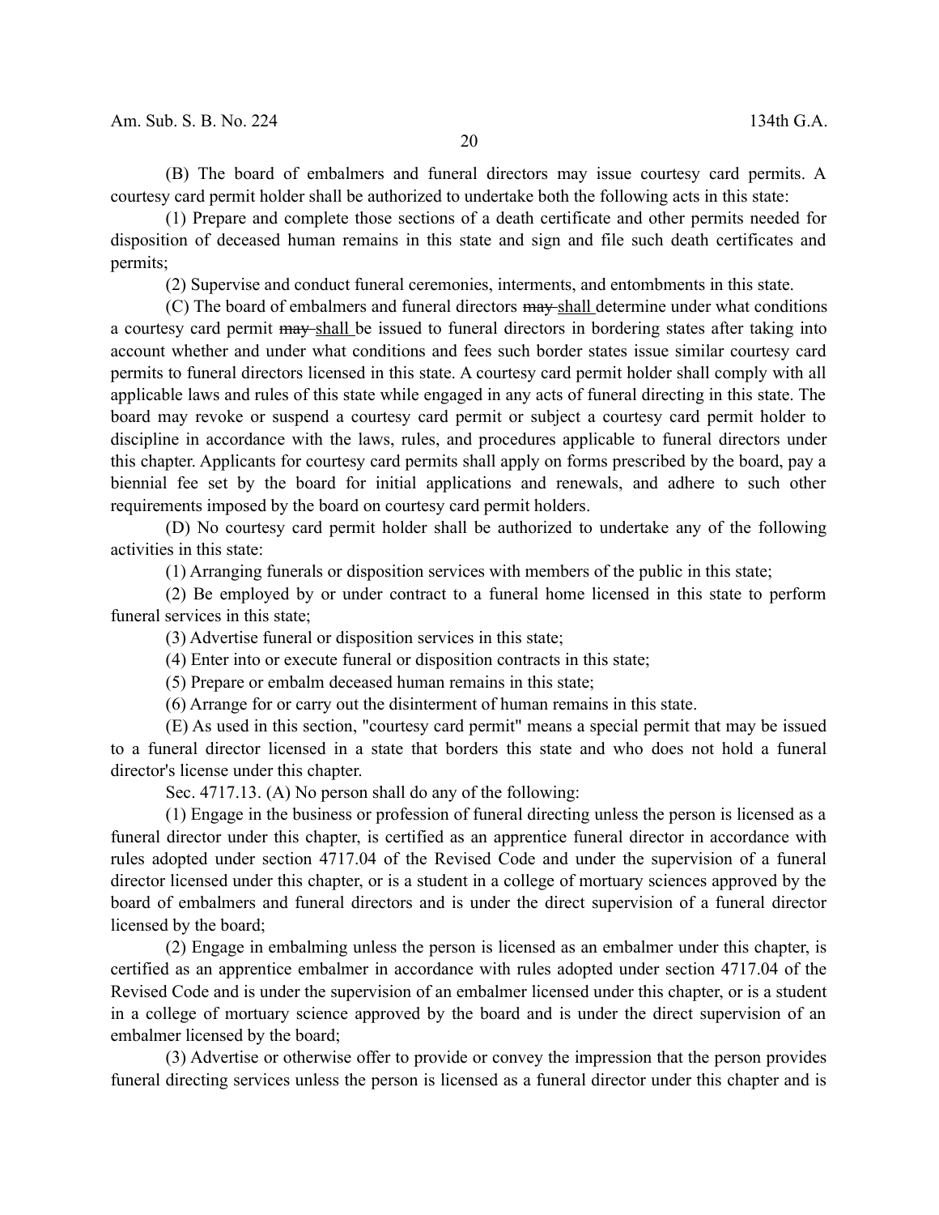(B) The board of embalmers and funeral directors may issue courtesy card permits. A courtesy card permit holder shall be authorized to undertake both the following acts in this state:

(1) Prepare and complete those sections of a death certificate and other permits needed for disposition of deceased human remains in this state and sign and file such death certificates and permits;

(2) Supervise and conduct funeral ceremonies, interments, and entombments in this state.

(C) The board of embalmers and funeral directors ~~may~~ shall determine under what conditions a courtesy card permit ~~may~~ shall be issued to funeral directors in bordering states after taking into account whether and under what conditions and fees such border states issue similar courtesy card permits to funeral directors licensed in this state. A courtesy card permit holder shall comply with all applicable laws and rules of this state while engaged in any acts of funeral directing in this state. The board may revoke or suspend a courtesy card permit or subject a courtesy card permit holder to discipline in accordance with the laws, rules, and procedures applicable to funeral directors under this chapter. Applicants for courtesy card permits shall apply on forms prescribed by the board, pay a biennial fee set by the board for initial applications and renewals, and adhere to such other requirements imposed by the board on courtesy card permit holders.

(D) No courtesy card permit holder shall be authorized to undertake any of the following activities in this state:

(1) Arranging funerals or disposition services with members of the public in this state;

(2) Be employed by or under contract to a funeral home licensed in this state to perform funeral services in this state;

(3) Advertise funeral or disposition services in this state;

(4) Enter into or execute funeral or disposition contracts in this state;

(5) Prepare or embalm deceased human remains in this state;

(6) Arrange for or carry out the disinterment of human remains in this state.

(E) As used in this section, "courtesy card permit" means a special permit that may be issued to a funeral director licensed in a state that borders this state and who does not hold a funeral director's license under this chapter.

Sec. 4717.13. (A) No person shall do any of the following:

(1) Engage in the business or profession of funeral directing unless the person is licensed as a funeral director under this chapter, is certified as an apprentice funeral director in accordance with rules adopted under section 4717.04 of the Revised Code and under the supervision of a funeral director licensed under this chapter, or is a student in a college of mortuary sciences approved by the board of embalmers and funeral directors and is under the direct supervision of a funeral director licensed by the board;

(2) Engage in embalming unless the person is licensed as an embalmer under this chapter, is certified as an apprentice embalmer in accordance with rules adopted under section 4717.04 of the Revised Code and is under the supervision of an embalmer licensed under this chapter, or is a student in a college of mortuary science approved by the board and is under the direct supervision of an embalmer licensed by the board;

(3) Advertise or otherwise offer to provide or convey the impression that the person provides funeral directing services unless the person is licensed as a funeral director under this chapter and is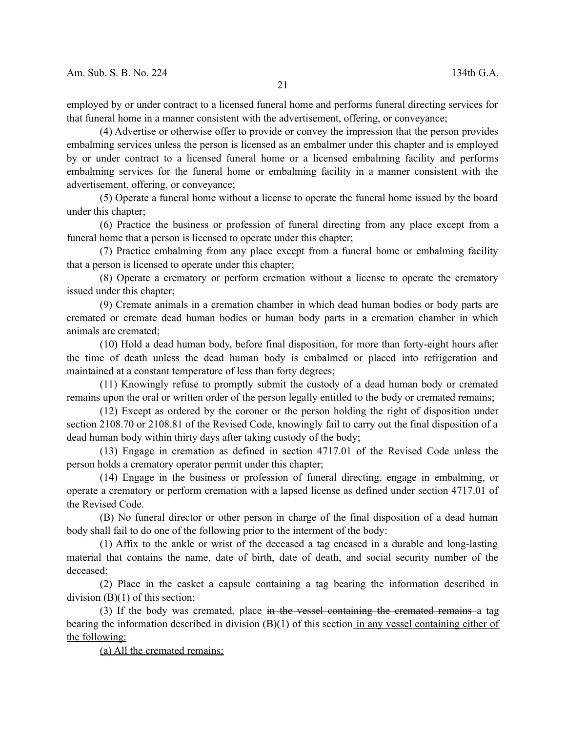employed by or under contract to a licensed funeral home and performs funeral directing services for that funeral home in a manner consistent with the advertisement, offering, or conveyance;

(4) Advertise or otherwise offer to provide or convey the impression that the person provides embalming services unless the person is licensed as an embalmer under this chapter and is employed by or under contract to a licensed funeral home or a licensed embalming facility and performs embalming services for the funeral home or embalming facility in a manner consistent with the advertisement, offering, or conveyance;

(5) Operate a funeral home without a license to operate the funeral home issued by the board under this chapter;

(6) Practice the business or profession of funeral directing from any place except from a funeral home that a person is licensed to operate under this chapter;

(7) Practice embalming from any place except from a funeral home or embalming facility that a person is licensed to operate under this chapter;

(8) Operate a crematory or perform cremation without a license to operate the crematory issued under this chapter;

(9) Cremate animals in a cremation chamber in which dead human bodies or body parts are cremated or cremate dead human bodies or human body parts in a cremation chamber in which animals are cremated;

(10) Hold a dead human body, before final disposition, for more than forty-eight hours after the time of death unless the dead human body is embalmed or placed into refrigeration and maintained at a constant temperature of less than forty degrees;

(11) Knowingly refuse to promptly submit the custody of a dead human body or cremated remains upon the oral or written order of the person legally entitled to the body or cremated remains;

(12) Except as ordered by the coroner or the person holding the right of disposition under section 2108.70 or 2108.81 of the Revised Code, knowingly fail to carry out the final disposition of a dead human body within thirty days after taking custody of the body;

(13) Engage in cremation as defined in section 4717.01 of the Revised Code unless the person holds a crematory operator permit under this chapter;

(14) Engage in the business or profession of funeral directing, engage in embalming, or operate a crematory or perform cremation with a lapsed license as defined under section 4717.01 of the Revised Code.

(B) No funeral director or other person in charge of the final disposition of a dead human body shall fail to do one of the following prior to the interment of the body:

(1) Affix to the ankle or wrist of the deceased a tag encased in a durable and long-lasting material that contains the name, date of birth, date of death, and social security number of the deceased;

(2) Place in the casket a capsule containing a tag bearing the information described in division (B)(1) of this section;

(3) If the body was cremated, place ~~in the vessel containing the cremated remains~~ a tag bearing the information described in division (B)(1) of this section <u>in any vessel containing either of the following:</u>

<u>(a) All the cremated remains;</u>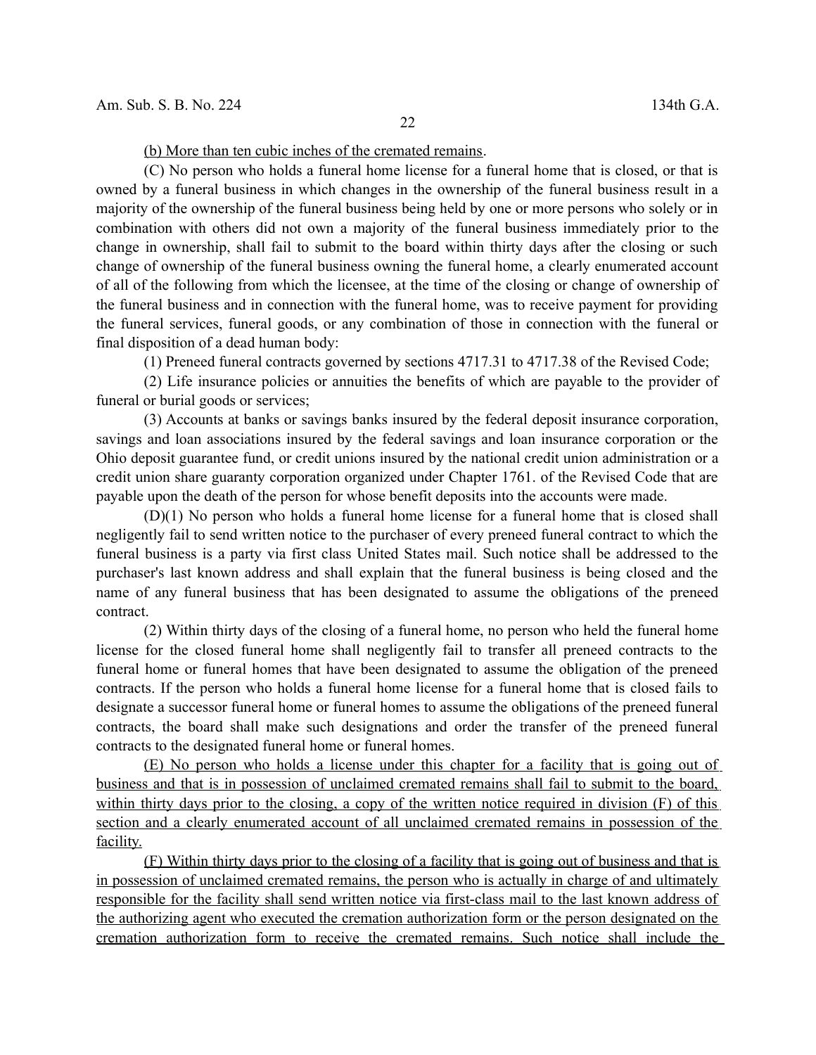(b) More than ten cubic inches of the cremated remains.

(C) No person who holds a funeral home license for a funeral home that is closed, or that is owned by a funeral business in which changes in the ownership of the funeral business result in a majority of the ownership of the funeral business being held by one or more persons who solely or in combination with others did not own a majority of the funeral business immediately prior to the change in ownership, shall fail to submit to the board within thirty days after the closing or such change of ownership of the funeral business owning the funeral home, a clearly enumerated account of all of the following from which the licensee, at the time of the closing or change of ownership of the funeral business and in connection with the funeral home, was to receive payment for providing the funeral services, funeral goods, or any combination of those in connection with the funeral or final disposition of a dead human body:

(1) Preneed funeral contracts governed by sections 4717.31 to 4717.38 of the Revised Code;

(2) Life insurance policies or annuities the benefits of which are payable to the provider of funeral or burial goods or services;

(3) Accounts at banks or savings banks insured by the federal deposit insurance corporation, savings and loan associations insured by the federal savings and loan insurance corporation or the Ohio deposit guarantee fund, or credit unions insured by the national credit union administration or a credit union share guaranty corporation organized under Chapter 1761. of the Revised Code that are payable upon the death of the person for whose benefit deposits into the accounts were made.

(D)(1) No person who holds a funeral home license for a funeral home that is closed shall negligently fail to send written notice to the purchaser of every preneed funeral contract to which the funeral business is a party via first class United States mail. Such notice shall be addressed to the purchaser's last known address and shall explain that the funeral business is being closed and the name of any funeral business that has been designated to assume the obligations of the preneed contract.

(2) Within thirty days of the closing of a funeral home, no person who held the funeral home license for the closed funeral home shall negligently fail to transfer all preneed contracts to the funeral home or funeral homes that have been designated to assume the obligation of the preneed contracts. If the person who holds a funeral home license for a funeral home that is closed fails to designate a successor funeral home or funeral homes to assume the obligations of the preneed funeral contracts, the board shall make such designations and order the transfer of the preneed funeral contracts to the designated funeral home or funeral homes.

(E) No person who holds a license under this chapter for a facility that is going out of business and that is in possession of unclaimed cremated remains shall fail to submit to the board, within thirty days prior to the closing, a copy of the written notice required in division (F) of this section and a clearly enumerated account of all unclaimed cremated remains in possession of the facility.

(F) Within thirty days prior to the closing of a facility that is going out of business and that is in possession of unclaimed cremated remains, the person who is actually in charge of and ultimately responsible for the facility shall send written notice via first-class mail to the last known address of the authorizing agent who executed the cremation authorization form or the person designated on the cremation authorization form to receive the cremated remains. Such notice shall include the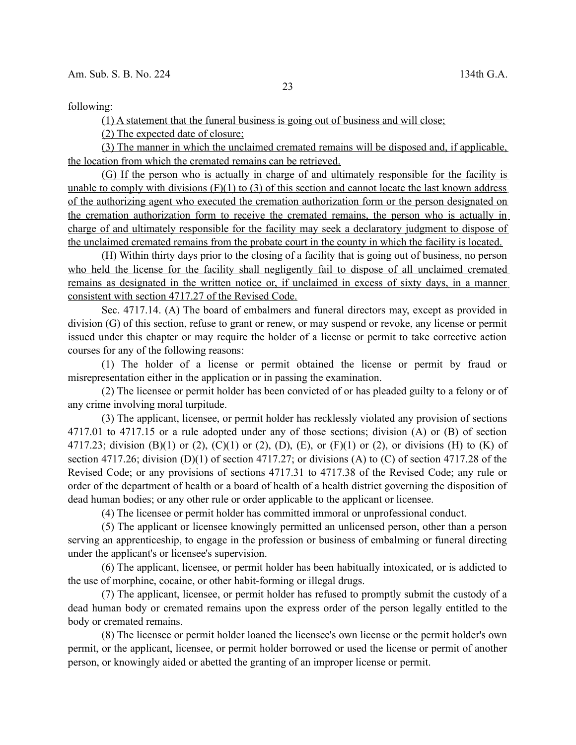following:

(1) A statement that the funeral business is going out of business and will close;

(2) The expected date of closure;

(3) The manner in which the unclaimed cremated remains will be disposed and, if applicable, the location from which the cremated remains can be retrieved.

(G) If the person who is actually in charge of and ultimately responsible for the facility is unable to comply with divisions (F)(1) to (3) of this section and cannot locate the last known address of the authorizing agent who executed the cremation authorization form or the person designated on the cremation authorization form to receive the cremated remains, the person who is actually in charge of and ultimately responsible for the facility may seek a declaratory judgment to dispose of the unclaimed cremated remains from the probate court in the county in which the facility is located.

(H) Within thirty days prior to the closing of a facility that is going out of business, no person who held the license for the facility shall negligently fail to dispose of all unclaimed cremated remains as designated in the written notice or, if unclaimed in excess of sixty days, in a manner consistent with section 4717.27 of the Revised Code.

Sec. 4717.14. (A) The board of embalmers and funeral directors may, except as provided in division (G) of this section, refuse to grant or renew, or may suspend or revoke, any license or permit issued under this chapter or may require the holder of a license or permit to take corrective action courses for any of the following reasons:

(1) The holder of a license or permit obtained the license or permit by fraud or misrepresentation either in the application or in passing the examination.

(2) The licensee or permit holder has been convicted of or has pleaded guilty to a felony or of any crime involving moral turpitude.

(3) The applicant, licensee, or permit holder has recklessly violated any provision of sections 4717.01 to 4717.15 or a rule adopted under any of those sections; division (A) or (B) of section 4717.23; division (B)(1) or (2), (C)(1) or (2), (D), (E), or (F)(1) or (2), or divisions (H) to (K) of section 4717.26; division (D)(1) of section 4717.27; or divisions (A) to (C) of section 4717.28 of the Revised Code; or any provisions of sections 4717.31 to 4717.38 of the Revised Code; any rule or order of the department of health or a board of health of a health district governing the disposition of dead human bodies; or any other rule or order applicable to the applicant or licensee.

(4) The licensee or permit holder has committed immoral or unprofessional conduct.

(5) The applicant or licensee knowingly permitted an unlicensed person, other than a person serving an apprenticeship, to engage in the profession or business of embalming or funeral directing under the applicant's or licensee's supervision.

(6) The applicant, licensee, or permit holder has been habitually intoxicated, or is addicted to the use of morphine, cocaine, or other habit-forming or illegal drugs.

(7) The applicant, licensee, or permit holder has refused to promptly submit the custody of a dead human body or cremated remains upon the express order of the person legally entitled to the body or cremated remains.

(8) The licensee or permit holder loaned the licensee's own license or the permit holder's own permit, or the applicant, licensee, or permit holder borrowed or used the license or permit of another person, or knowingly aided or abetted the granting of an improper license or permit.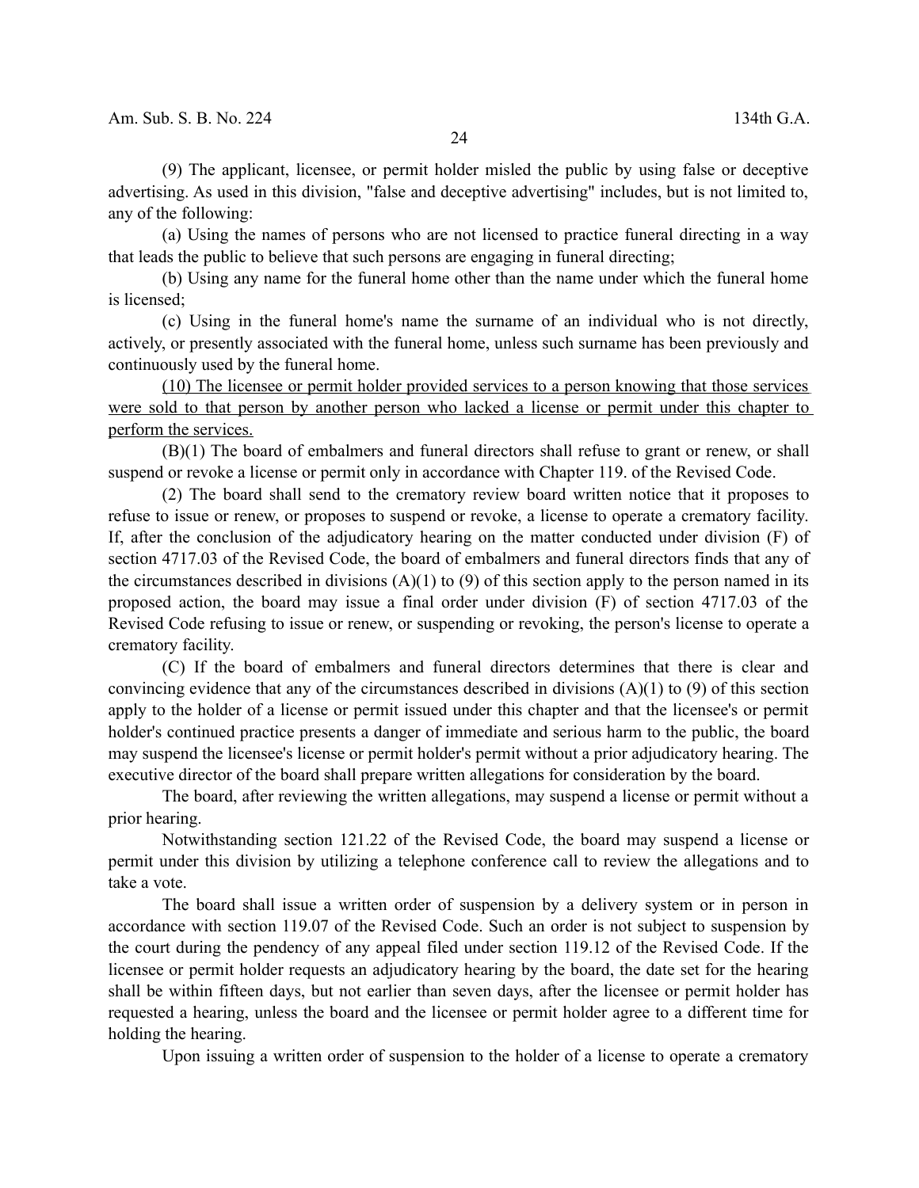(9) The applicant, licensee, or permit holder misled the public by using false or deceptive advertising. As used in this division, "false and deceptive advertising" includes, but is not limited to, any of the following:

(a) Using the names of persons who are not licensed to practice funeral directing in a way that leads the public to believe that such persons are engaging in funeral directing;

(b) Using any name for the funeral home other than the name under which the funeral home is licensed;

(c) Using in the funeral home's name the surname of an individual who is not directly, actively, or presently associated with the funeral home, unless such surname has been previously and continuously used by the funeral home.

<u>(10) The licensee or permit holder provided services to a person knowing that those services were sold to that person by another person who lacked a license or permit under this chapter to perform the services.</u>

(B)(1) The board of embalmers and funeral directors shall refuse to grant or renew, or shall suspend or revoke a license or permit only in accordance with Chapter 119. of the Revised Code.

(2) The board shall send to the crematory review board written notice that it proposes to refuse to issue or renew, or proposes to suspend or revoke, a license to operate a crematory facility. If, after the conclusion of the adjudicatory hearing on the matter conducted under division (F) of section 4717.03 of the Revised Code, the board of embalmers and funeral directors finds that any of the circumstances described in divisions (A)(1) to (9) of this section apply to the person named in its proposed action, the board may issue a final order under division (F) of section 4717.03 of the Revised Code refusing to issue or renew, or suspending or revoking, the person's license to operate a crematory facility.

(C) If the board of embalmers and funeral directors determines that there is clear and convincing evidence that any of the circumstances described in divisions (A)(1) to (9) of this section apply to the holder of a license or permit issued under this chapter and that the licensee's or permit holder's continued practice presents a danger of immediate and serious harm to the public, the board may suspend the licensee's license or permit holder's permit without a prior adjudicatory hearing. The executive director of the board shall prepare written allegations for consideration by the board.

The board, after reviewing the written allegations, may suspend a license or permit without a prior hearing.

Notwithstanding section 121.22 of the Revised Code, the board may suspend a license or permit under this division by utilizing a telephone conference call to review the allegations and to take a vote.

The board shall issue a written order of suspension by a delivery system or in person in accordance with section 119.07 of the Revised Code. Such an order is not subject to suspension by the court during the pendency of any appeal filed under section 119.12 of the Revised Code. If the licensee or permit holder requests an adjudicatory hearing by the board, the date set for the hearing shall be within fifteen days, but not earlier than seven days, after the licensee or permit holder has requested a hearing, unless the board and the licensee or permit holder agree to a different time for holding the hearing.

Upon issuing a written order of suspension to the holder of a license to operate a crematory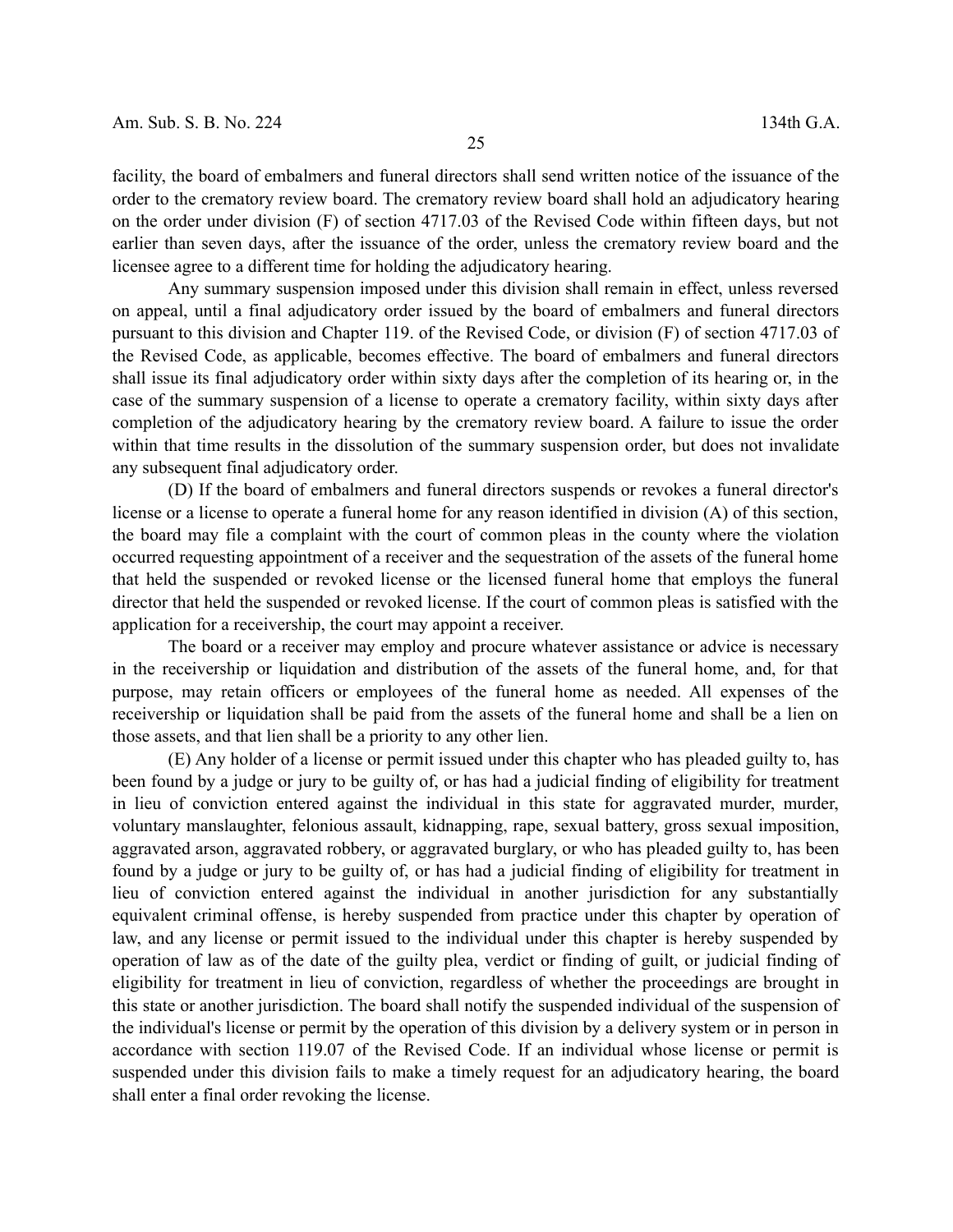facility, the board of embalmers and funeral directors shall send written notice of the issuance of the order to the crematory review board. The crematory review board shall hold an adjudicatory hearing on the order under division (F) of section 4717.03 of the Revised Code within fifteen days, but not earlier than seven days, after the issuance of the order, unless the crematory review board and the licensee agree to a different time for holding the adjudicatory hearing.

Any summary suspension imposed under this division shall remain in effect, unless reversed on appeal, until a final adjudicatory order issued by the board of embalmers and funeral directors pursuant to this division and Chapter 119. of the Revised Code, or division (F) of section 4717.03 of the Revised Code, as applicable, becomes effective. The board of embalmers and funeral directors shall issue its final adjudicatory order within sixty days after the completion of its hearing or, in the case of the summary suspension of a license to operate a crematory facility, within sixty days after completion of the adjudicatory hearing by the crematory review board. A failure to issue the order within that time results in the dissolution of the summary suspension order, but does not invalidate any subsequent final adjudicatory order.

(D) If the board of embalmers and funeral directors suspends or revokes a funeral director's license or a license to operate a funeral home for any reason identified in division (A) of this section, the board may file a complaint with the court of common pleas in the county where the violation occurred requesting appointment of a receiver and the sequestration of the assets of the funeral home that held the suspended or revoked license or the licensed funeral home that employs the funeral director that held the suspended or revoked license. If the court of common pleas is satisfied with the application for a receivership, the court may appoint a receiver.

The board or a receiver may employ and procure whatever assistance or advice is necessary in the receivership or liquidation and distribution of the assets of the funeral home, and, for that purpose, may retain officers or employees of the funeral home as needed. All expenses of the receivership or liquidation shall be paid from the assets of the funeral home and shall be a lien on those assets, and that lien shall be a priority to any other lien.

(E) Any holder of a license or permit issued under this chapter who has pleaded guilty to, has been found by a judge or jury to be guilty of, or has had a judicial finding of eligibility for treatment in lieu of conviction entered against the individual in this state for aggravated murder, murder, voluntary manslaughter, felonious assault, kidnapping, rape, sexual battery, gross sexual imposition, aggravated arson, aggravated robbery, or aggravated burglary, or who has pleaded guilty to, has been found by a judge or jury to be guilty of, or has had a judicial finding of eligibility for treatment in lieu of conviction entered against the individual in another jurisdiction for any substantially equivalent criminal offense, is hereby suspended from practice under this chapter by operation of law, and any license or permit issued to the individual under this chapter is hereby suspended by operation of law as of the date of the guilty plea, verdict or finding of guilt, or judicial finding of eligibility for treatment in lieu of conviction, regardless of whether the proceedings are brought in this state or another jurisdiction. The board shall notify the suspended individual of the suspension of the individual's license or permit by the operation of this division by a delivery system or in person in accordance with section 119.07 of the Revised Code. If an individual whose license or permit is suspended under this division fails to make a timely request for an adjudicatory hearing, the board shall enter a final order revoking the license.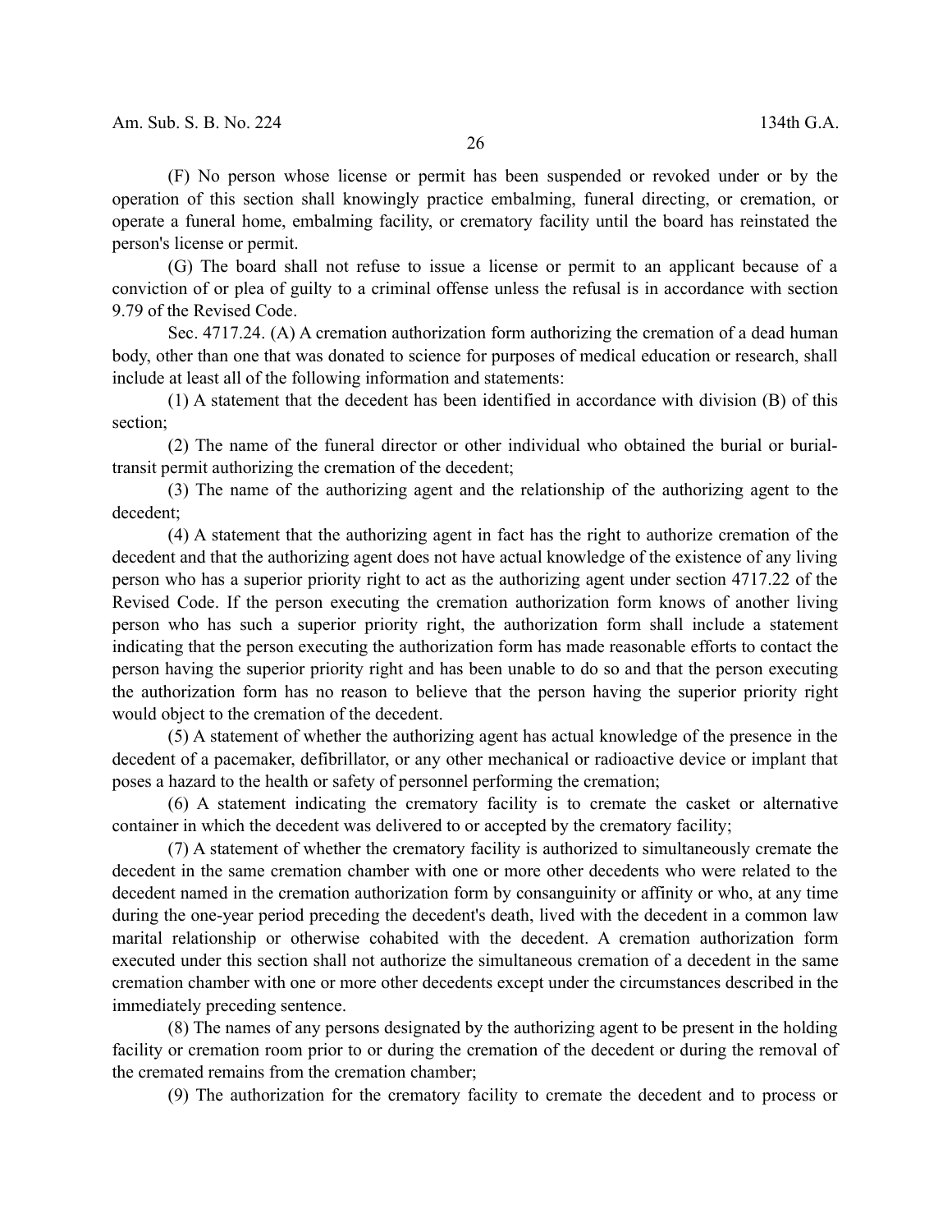(F) No person whose license or permit has been suspended or revoked under or by the operation of this section shall knowingly practice embalming, funeral directing, or cremation, or operate a funeral home, embalming facility, or crematory facility until the board has reinstated the person's license or permit.

(G) The board shall not refuse to issue a license or permit to an applicant because of a conviction of or plea of guilty to a criminal offense unless the refusal is in accordance with section 9.79 of the Revised Code.

Sec. 4717.24. (A) A cremation authorization form authorizing the cremation of a dead human body, other than one that was donated to science for purposes of medical education or research, shall include at least all of the following information and statements:

(1) A statement that the decedent has been identified in accordance with division (B) of this section;

(2) The name of the funeral director or other individual who obtained the burial or burial-transit permit authorizing the cremation of the decedent;

(3) The name of the authorizing agent and the relationship of the authorizing agent to the decedent;

(4) A statement that the authorizing agent in fact has the right to authorize cremation of the decedent and that the authorizing agent does not have actual knowledge of the existence of any living person who has a superior priority right to act as the authorizing agent under section 4717.22 of the Revised Code. If the person executing the cremation authorization form knows of another living person who has such a superior priority right, the authorization form shall include a statement indicating that the person executing the authorization form has made reasonable efforts to contact the person having the superior priority right and has been unable to do so and that the person executing the authorization form has no reason to believe that the person having the superior priority right would object to the cremation of the decedent.

(5) A statement of whether the authorizing agent has actual knowledge of the presence in the decedent of a pacemaker, defibrillator, or any other mechanical or radioactive device or implant that poses a hazard to the health or safety of personnel performing the cremation;

(6) A statement indicating the crematory facility is to cremate the casket or alternative container in which the decedent was delivered to or accepted by the crematory facility;

(7) A statement of whether the crematory facility is authorized to simultaneously cremate the decedent in the same cremation chamber with one or more other decedents who were related to the decedent named in the cremation authorization form by consanguinity or affinity or who, at any time during the one-year period preceding the decedent's death, lived with the decedent in a common law marital relationship or otherwise cohabited with the decedent. A cremation authorization form executed under this section shall not authorize the simultaneous cremation of a decedent in the same cremation chamber with one or more other decedents except under the circumstances described in the immediately preceding sentence.

(8) The names of any persons designated by the authorizing agent to be present in the holding facility or cremation room prior to or during the cremation of the decedent or during the removal of the cremated remains from the cremation chamber;

(9) The authorization for the crematory facility to cremate the decedent and to process or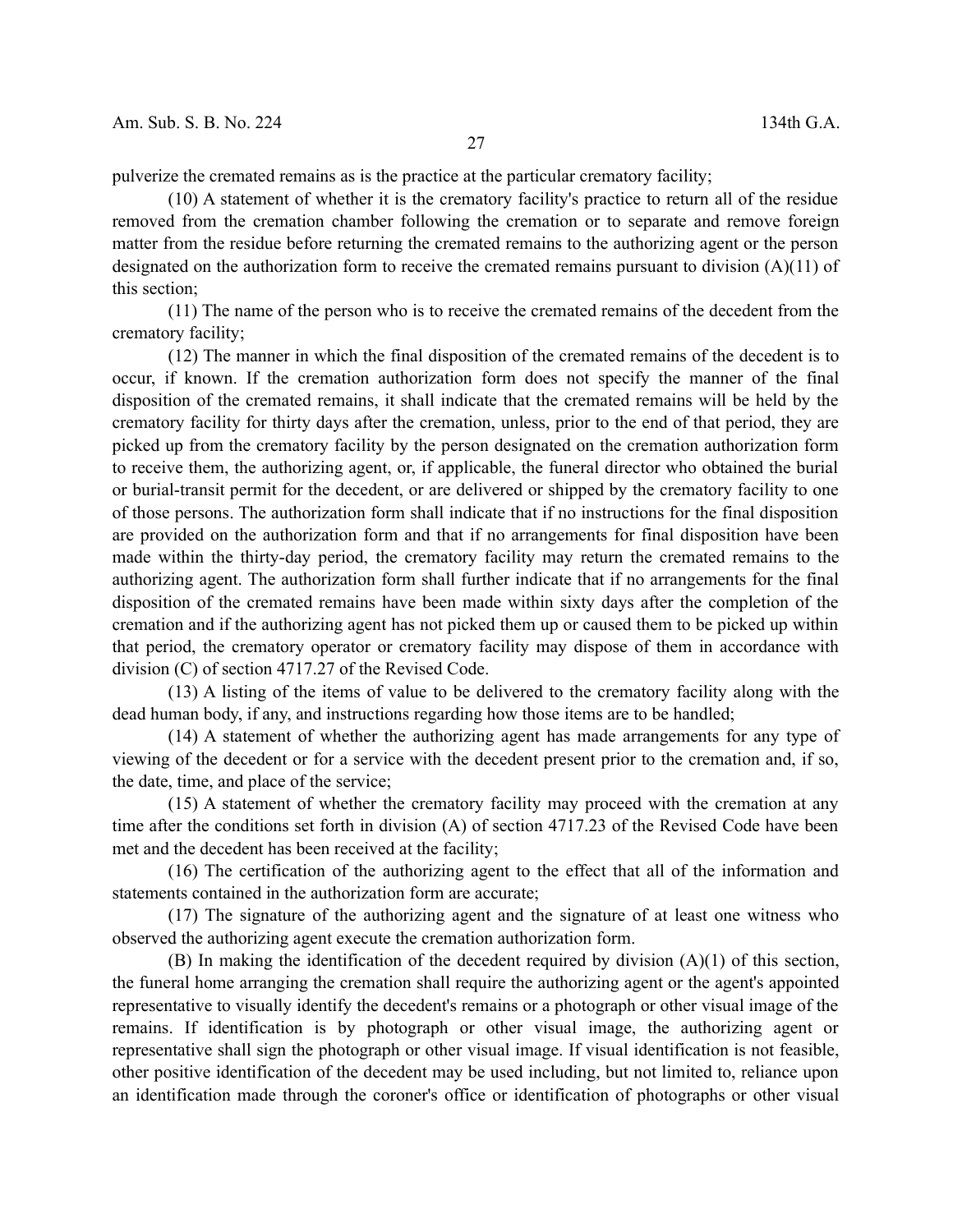pulverize the cremated remains as is the practice at the particular crematory facility;

(10) A statement of whether it is the crematory facility's practice to return all of the residue removed from the cremation chamber following the cremation or to separate and remove foreign matter from the residue before returning the cremated remains to the authorizing agent or the person designated on the authorization form to receive the cremated remains pursuant to division (A)(11) of this section;

(11) The name of the person who is to receive the cremated remains of the decedent from the crematory facility;

(12) The manner in which the final disposition of the cremated remains of the decedent is to occur, if known. If the cremation authorization form does not specify the manner of the final disposition of the cremated remains, it shall indicate that the cremated remains will be held by the crematory facility for thirty days after the cremation, unless, prior to the end of that period, they are picked up from the crematory facility by the person designated on the cremation authorization form to receive them, the authorizing agent, or, if applicable, the funeral director who obtained the burial or burial-transit permit for the decedent, or are delivered or shipped by the crematory facility to one of those persons. The authorization form shall indicate that if no instructions for the final disposition are provided on the authorization form and that if no arrangements for final disposition have been made within the thirty-day period, the crematory facility may return the cremated remains to the authorizing agent. The authorization form shall further indicate that if no arrangements for the final disposition of the cremated remains have been made within sixty days after the completion of the cremation and if the authorizing agent has not picked them up or caused them to be picked up within that period, the crematory operator or crematory facility may dispose of them in accordance with division (C) of section 4717.27 of the Revised Code.

(13) A listing of the items of value to be delivered to the crematory facility along with the dead human body, if any, and instructions regarding how those items are to be handled;

(14) A statement of whether the authorizing agent has made arrangements for any type of viewing of the decedent or for a service with the decedent present prior to the cremation and, if so, the date, time, and place of the service;

(15) A statement of whether the crematory facility may proceed with the cremation at any time after the conditions set forth in division (A) of section 4717.23 of the Revised Code have been met and the decedent has been received at the facility;

(16) The certification of the authorizing agent to the effect that all of the information and statements contained in the authorization form are accurate;

(17) The signature of the authorizing agent and the signature of at least one witness who observed the authorizing agent execute the cremation authorization form.

(B) In making the identification of the decedent required by division (A)(1) of this section, the funeral home arranging the cremation shall require the authorizing agent or the agent's appointed representative to visually identify the decedent's remains or a photograph or other visual image of the remains. If identification is by photograph or other visual image, the authorizing agent or representative shall sign the photograph or other visual image. If visual identification is not feasible, other positive identification of the decedent may be used including, but not limited to, reliance upon an identification made through the coroner's office or identification of photographs or other visual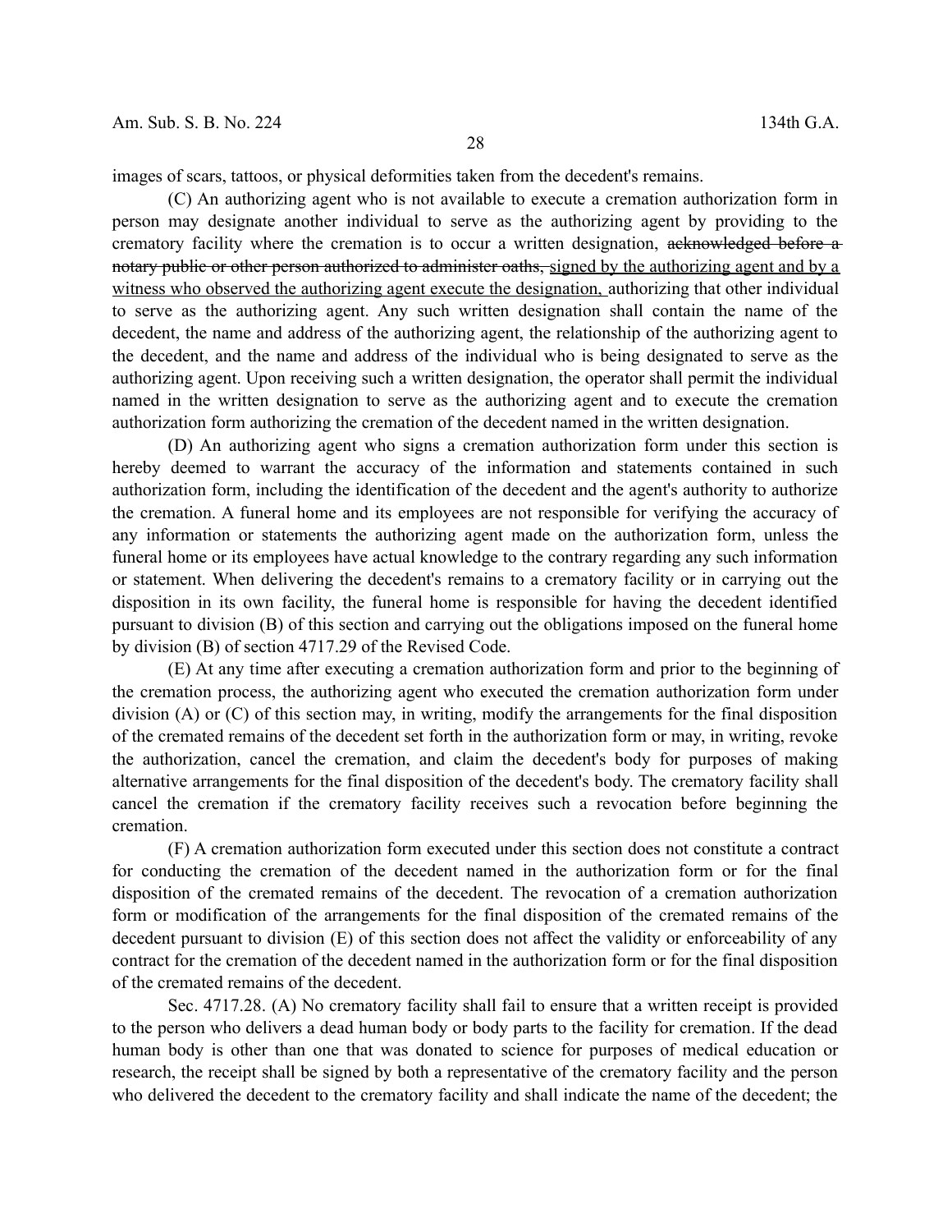images of scars, tattoos, or physical deformities taken from the decedent's remains.

(C) An authorizing agent who is not available to execute a cremation authorization form in person may designate another individual to serve as the authorizing agent by providing to the crematory facility where the cremation is to occur a written designation, ~~acknowledged before a notary public or other person authorized to administer oaths,~~ signed by the authorizing agent and by a witness who observed the authorizing agent execute the designation, authorizing that other individual to serve as the authorizing agent. Any such written designation shall contain the name of the decedent, the name and address of the authorizing agent, the relationship of the authorizing agent to the decedent, and the name and address of the individual who is being designated to serve as the authorizing agent. Upon receiving such a written designation, the operator shall permit the individual named in the written designation to serve as the authorizing agent and to execute the cremation authorization form authorizing the cremation of the decedent named in the written designation.

(D) An authorizing agent who signs a cremation authorization form under this section is hereby deemed to warrant the accuracy of the information and statements contained in such authorization form, including the identification of the decedent and the agent's authority to authorize the cremation. A funeral home and its employees are not responsible for verifying the accuracy of any information or statements the authorizing agent made on the authorization form, unless the funeral home or its employees have actual knowledge to the contrary regarding any such information or statement. When delivering the decedent's remains to a crematory facility or in carrying out the disposition in its own facility, the funeral home is responsible for having the decedent identified pursuant to division (B) of this section and carrying out the obligations imposed on the funeral home by division (B) of section 4717.29 of the Revised Code.

(E) At any time after executing a cremation authorization form and prior to the beginning of the cremation process, the authorizing agent who executed the cremation authorization form under division (A) or (C) of this section may, in writing, modify the arrangements for the final disposition of the cremated remains of the decedent set forth in the authorization form or may, in writing, revoke the authorization, cancel the cremation, and claim the decedent's body for purposes of making alternative arrangements for the final disposition of the decedent's body. The crematory facility shall cancel the cremation if the crematory facility receives such a revocation before beginning the cremation.

(F) A cremation authorization form executed under this section does not constitute a contract for conducting the cremation of the decedent named in the authorization form or for the final disposition of the cremated remains of the decedent. The revocation of a cremation authorization form or modification of the arrangements for the final disposition of the cremated remains of the decedent pursuant to division (E) of this section does not affect the validity or enforceability of any contract for the cremation of the decedent named in the authorization form or for the final disposition of the cremated remains of the decedent.

Sec. 4717.28. (A) No crematory facility shall fail to ensure that a written receipt is provided to the person who delivers a dead human body or body parts to the facility for cremation. If the dead human body is other than one that was donated to science for purposes of medical education or research, the receipt shall be signed by both a representative of the crematory facility and the person who delivered the decedent to the crematory facility and shall indicate the name of the decedent; the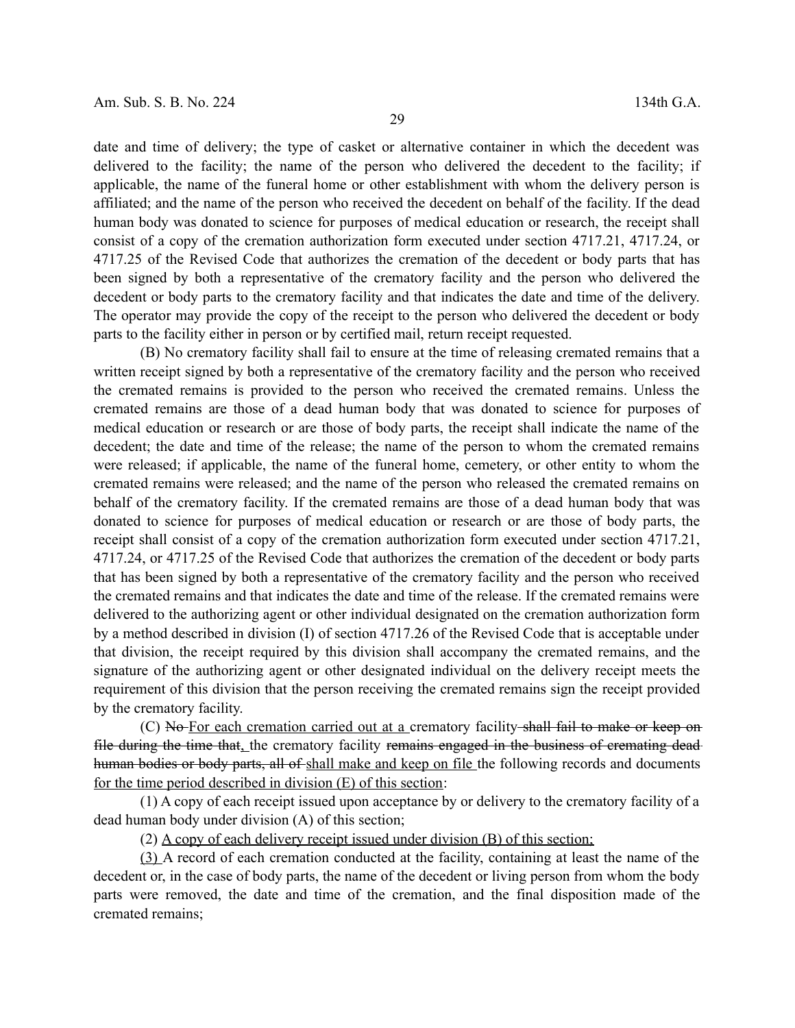date and time of delivery; the type of casket or alternative container in which the decedent was delivered to the facility; the name of the person who delivered the decedent to the facility; if applicable, the name of the funeral home or other establishment with whom the delivery person is affiliated; and the name of the person who received the decedent on behalf of the facility. If the dead human body was donated to science for purposes of medical education or research, the receipt shall consist of a copy of the cremation authorization form executed under section 4717.21, 4717.24, or 4717.25 of the Revised Code that authorizes the cremation of the decedent or body parts that has been signed by both a representative of the crematory facility and the person who delivered the decedent or body parts to the crematory facility and that indicates the date and time of the delivery. The operator may provide the copy of the receipt to the person who delivered the decedent or body parts to the facility either in person or by certified mail, return receipt requested.

(B) No crematory facility shall fail to ensure at the time of releasing cremated remains that a written receipt signed by both a representative of the crematory facility and the person who received the cremated remains is provided to the person who received the cremated remains. Unless the cremated remains are those of a dead human body that was donated to science for purposes of medical education or research or are those of body parts, the receipt shall indicate the name of the decedent; the date and time of the release; the name of the person to whom the cremated remains were released; if applicable, the name of the funeral home, cemetery, or other entity to whom the cremated remains were released; and the name of the person who released the cremated remains on behalf of the crematory facility. If the cremated remains are those of a dead human body that was donated to science for purposes of medical education or research or are those of body parts, the receipt shall consist of a copy of the cremation authorization form executed under section 4717.21, 4717.24, or 4717.25 of the Revised Code that authorizes the cremation of the decedent or body parts that has been signed by both a representative of the crematory facility and the person who received the cremated remains and that indicates the date and time of the release. If the cremated remains were delivered to the authorizing agent or other individual designated on the cremation authorization form by a method described in division (I) of section 4717.26 of the Revised Code that is acceptable under that division, the receipt required by this division shall accompany the cremated remains, and the signature of the authorizing agent or other designated individual on the delivery receipt meets the requirement of this division that the person receiving the cremated remains sign the receipt provided by the crematory facility.

(C) ~~No~~ <u>For each cremation carried out at a</u> crematory facility ~~shall fail to make or keep on file during the time that~~<u>,</u> the crematory facility ~~remains engaged in the business of cremating dead human bodies or body parts, all of~~ <u>shall make and keep on file</u> the following records and documents <u>for the time period described in division (E) of this section</u>:

(1) A copy of each receipt issued upon acceptance by or delivery to the crematory facility of a dead human body under division (A) of this section;

(2) <u>A copy of each delivery receipt issued under division (B) of this section;</u>

<u>(3)</u> A record of each cremation conducted at the facility, containing at least the name of the decedent or, in the case of body parts, the name of the decedent or living person from whom the body parts were removed, the date and time of the cremation, and the final disposition made of the cremated remains;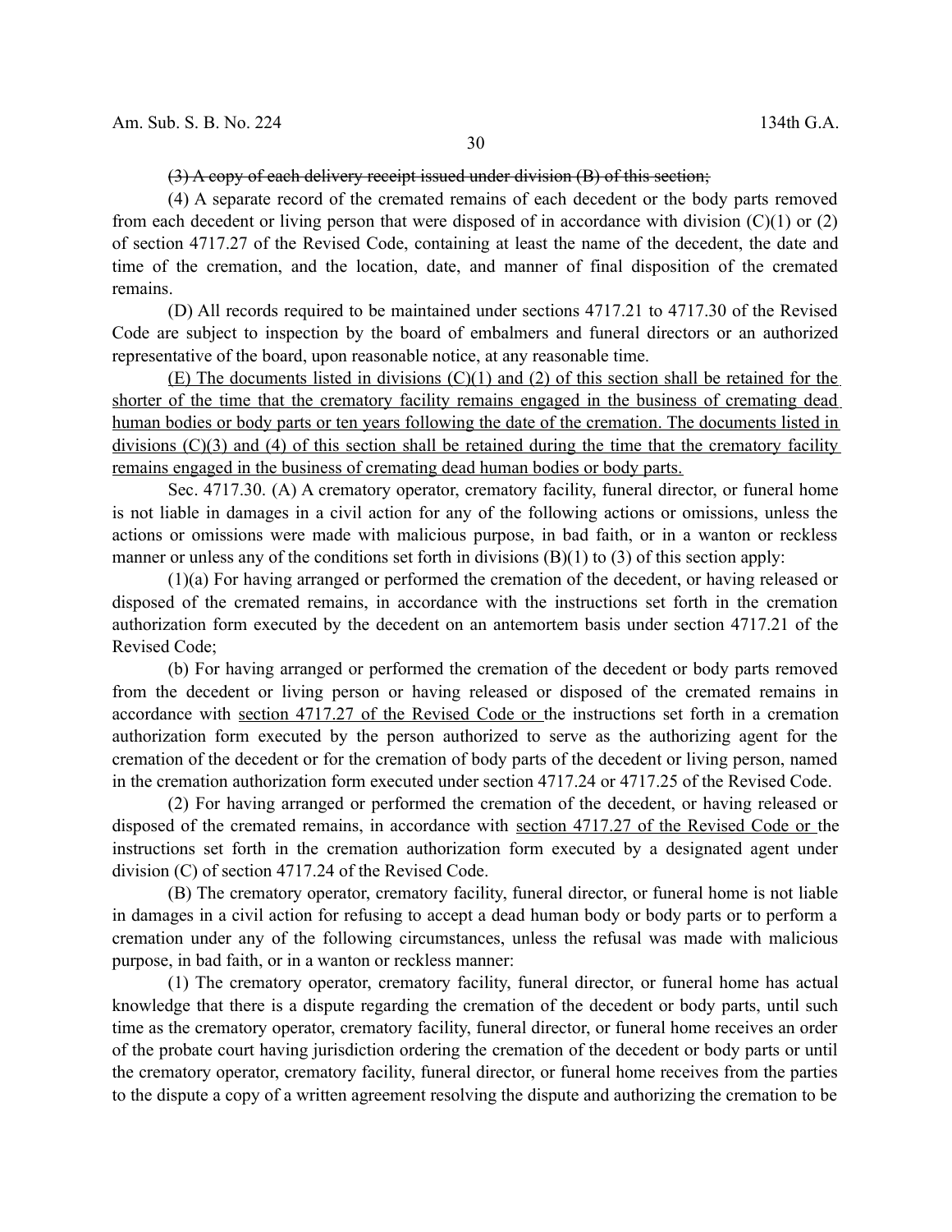~~(3) A copy of each delivery receipt issued under division (B) of this section;~~

(4) A separate record of the cremated remains of each decedent or the body parts removed from each decedent or living person that were disposed of in accordance with division (C)(1) or (2) of section 4717.27 of the Revised Code, containing at least the name of the decedent, the date and time of the cremation, and the location, date, and manner of final disposition of the cremated remains.

(D) All records required to be maintained under sections 4717.21 to 4717.30 of the Revised Code are subject to inspection by the board of embalmers and funeral directors or an authorized representative of the board, upon reasonable notice, at any reasonable time.

<u>(E) The documents listed in divisions (C)(1) and (2) of this section shall be retained for the shorter of the time that the crematory facility remains engaged in the business of cremating dead human bodies or body parts or ten years following the date of the cremation. The documents listed in divisions (C)(3) and (4) of this section shall be retained during the time that the crematory facility remains engaged in the business of cremating dead human bodies or body parts.</u>

Sec. 4717.30. (A) A crematory operator, crematory facility, funeral director, or funeral home is not liable in damages in a civil action for any of the following actions or omissions, unless the actions or omissions were made with malicious purpose, in bad faith, or in a wanton or reckless manner or unless any of the conditions set forth in divisions (B)(1) to (3) of this section apply:

(1)(a) For having arranged or performed the cremation of the decedent, or having released or disposed of the cremated remains, in accordance with the instructions set forth in the cremation authorization form executed by the decedent on an antemortem basis under section 4717.21 of the Revised Code;

(b) For having arranged or performed the cremation of the decedent or body parts removed from the decedent or living person or having released or disposed of the cremated remains in accordance with <u>section 4717.27 of the Revised Code or</u> the instructions set forth in a cremation authorization form executed by the person authorized to serve as the authorizing agent for the cremation of the decedent or for the cremation of body parts of the decedent or living person, named in the cremation authorization form executed under section 4717.24 or 4717.25 of the Revised Code.

(2) For having arranged or performed the cremation of the decedent, or having released or disposed of the cremated remains, in accordance with <u>section 4717.27 of the Revised Code or</u> the instructions set forth in the cremation authorization form executed by a designated agent under division (C) of section 4717.24 of the Revised Code.

(B) The crematory operator, crematory facility, funeral director, or funeral home is not liable in damages in a civil action for refusing to accept a dead human body or body parts or to perform a cremation under any of the following circumstances, unless the refusal was made with malicious purpose, in bad faith, or in a wanton or reckless manner:

(1) The crematory operator, crematory facility, funeral director, or funeral home has actual knowledge that there is a dispute regarding the cremation of the decedent or body parts, until such time as the crematory operator, crematory facility, funeral director, or funeral home receives an order of the probate court having jurisdiction ordering the cremation of the decedent or body parts or until the crematory operator, crematory facility, funeral director, or funeral home receives from the parties to the dispute a copy of a written agreement resolving the dispute and authorizing the cremation to be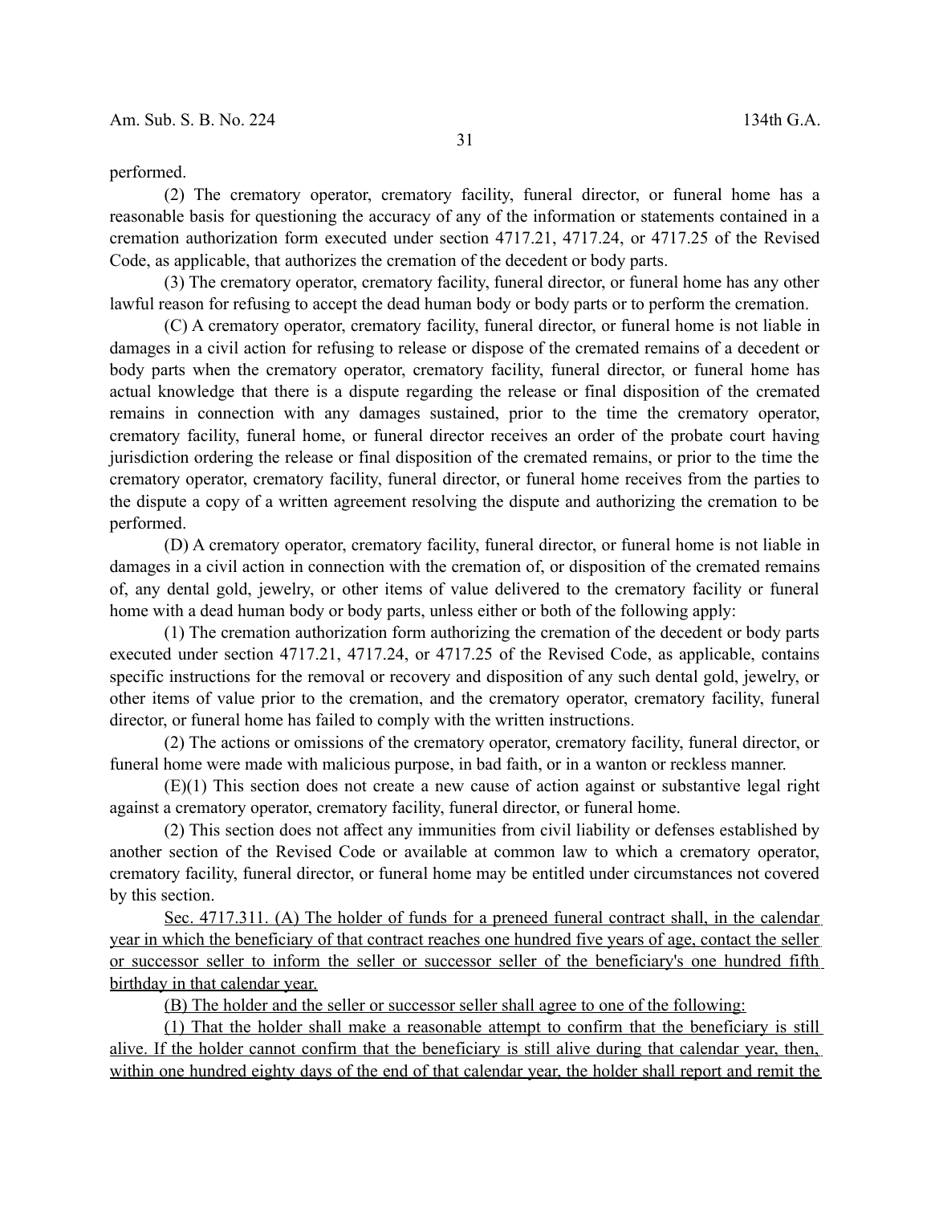performed.

(2) The crematory operator, crematory facility, funeral director, or funeral home has a reasonable basis for questioning the accuracy of any of the information or statements contained in a cremation authorization form executed under section 4717.21, 4717.24, or 4717.25 of the Revised Code, as applicable, that authorizes the cremation of the decedent or body parts.

(3) The crematory operator, crematory facility, funeral director, or funeral home has any other lawful reason for refusing to accept the dead human body or body parts or to perform the cremation.

(C) A crematory operator, crematory facility, funeral director, or funeral home is not liable in damages in a civil action for refusing to release or dispose of the cremated remains of a decedent or body parts when the crematory operator, crematory facility, funeral director, or funeral home has actual knowledge that there is a dispute regarding the release or final disposition of the cremated remains in connection with any damages sustained, prior to the time the crematory operator, crematory facility, funeral home, or funeral director receives an order of the probate court having jurisdiction ordering the release or final disposition of the cremated remains, or prior to the time the crematory operator, crematory facility, funeral director, or funeral home receives from the parties to the dispute a copy of a written agreement resolving the dispute and authorizing the cremation to be performed.

(D) A crematory operator, crematory facility, funeral director, or funeral home is not liable in damages in a civil action in connection with the cremation of, or disposition of the cremated remains of, any dental gold, jewelry, or other items of value delivered to the crematory facility or funeral home with a dead human body or body parts, unless either or both of the following apply:

(1) The cremation authorization form authorizing the cremation of the decedent or body parts executed under section 4717.21, 4717.24, or 4717.25 of the Revised Code, as applicable, contains specific instructions for the removal or recovery and disposition of any such dental gold, jewelry, or other items of value prior to the cremation, and the crematory operator, crematory facility, funeral director, or funeral home has failed to comply with the written instructions.

(2) The actions or omissions of the crematory operator, crematory facility, funeral director, or funeral home were made with malicious purpose, in bad faith, or in a wanton or reckless manner.

(E)(1) This section does not create a new cause of action against or substantive legal right against a crematory operator, crematory facility, funeral director, or funeral home.

(2) This section does not affect any immunities from civil liability or defenses established by another section of the Revised Code or available at common law to which a crematory operator, crematory facility, funeral director, or funeral home may be entitled under circumstances not covered by this section.

Sec. 4717.311. (A) The holder of funds for a preneed funeral contract shall, in the calendar year in which the beneficiary of that contract reaches one hundred five years of age, contact the seller or successor seller to inform the seller or successor seller of the beneficiary's one hundred fifth birthday in that calendar year.

(B) The holder and the seller or successor seller shall agree to one of the following:

(1) That the holder shall make a reasonable attempt to confirm that the beneficiary is still alive. If the holder cannot confirm that the beneficiary is still alive during that calendar year, then, within one hundred eighty days of the end of that calendar year, the holder shall report and remit the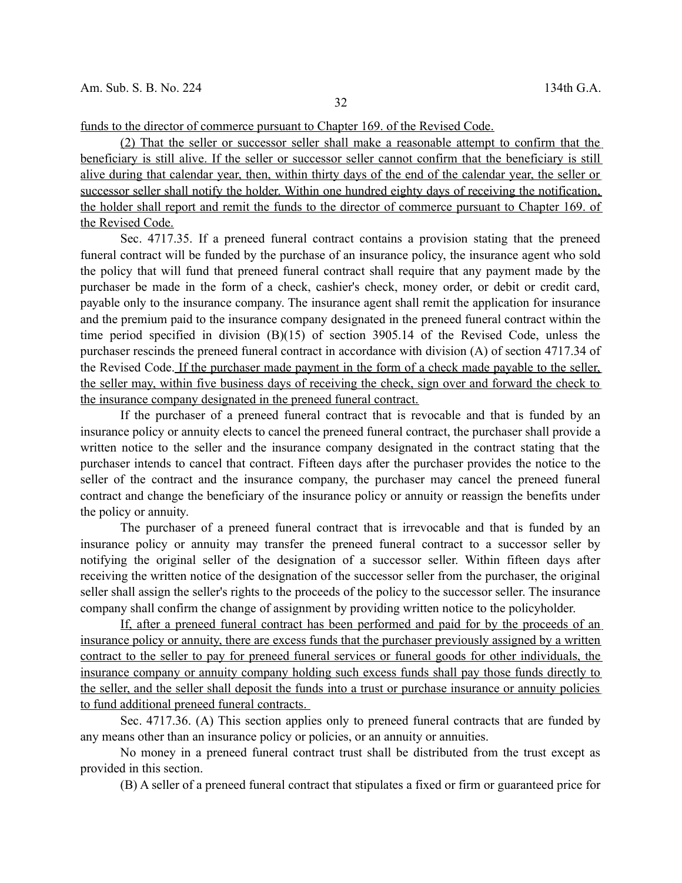funds to the director of commerce pursuant to Chapter 169. of the Revised Code.

(2) That the seller or successor seller shall make a reasonable attempt to confirm that the beneficiary is still alive. If the seller or successor seller cannot confirm that the beneficiary is still alive during that calendar year, then, within thirty days of the end of the calendar year, the seller or successor seller shall notify the holder. Within one hundred eighty days of receiving the notification, the holder shall report and remit the funds to the director of commerce pursuant to Chapter 169. of the Revised Code.

Sec. 4717.35. If a preneed funeral contract contains a provision stating that the preneed funeral contract will be funded by the purchase of an insurance policy, the insurance agent who sold the policy that will fund that preneed funeral contract shall require that any payment made by the purchaser be made in the form of a check, cashier's check, money order, or debit or credit card, payable only to the insurance company. The insurance agent shall remit the application for insurance and the premium paid to the insurance company designated in the preneed funeral contract within the time period specified in division (B)(15) of section 3905.14 of the Revised Code, unless the purchaser rescinds the preneed funeral contract in accordance with division (A) of section 4717.34 of the Revised Code. If the purchaser made payment in the form of a check made payable to the seller, the seller may, within five business days of receiving the check, sign over and forward the check to the insurance company designated in the preneed funeral contract.

If the purchaser of a preneed funeral contract that is revocable and that is funded by an insurance policy or annuity elects to cancel the preneed funeral contract, the purchaser shall provide a written notice to the seller and the insurance company designated in the contract stating that the purchaser intends to cancel that contract. Fifteen days after the purchaser provides the notice to the seller of the contract and the insurance company, the purchaser may cancel the preneed funeral contract and change the beneficiary of the insurance policy or annuity or reassign the benefits under the policy or annuity.

The purchaser of a preneed funeral contract that is irrevocable and that is funded by an insurance policy or annuity may transfer the preneed funeral contract to a successor seller by notifying the original seller of the designation of a successor seller. Within fifteen days after receiving the written notice of the designation of the successor seller from the purchaser, the original seller shall assign the seller's rights to the proceeds of the policy to the successor seller. The insurance company shall confirm the change of assignment by providing written notice to the policyholder.

If, after a preneed funeral contract has been performed and paid for by the proceeds of an insurance policy or annuity, there are excess funds that the purchaser previously assigned by a written contract to the seller to pay for preneed funeral services or funeral goods for other individuals, the insurance company or annuity company holding such excess funds shall pay those funds directly to the seller, and the seller shall deposit the funds into a trust or purchase insurance or annuity policies to fund additional preneed funeral contracts.

Sec. 4717.36. (A) This section applies only to preneed funeral contracts that are funded by any means other than an insurance policy or policies, or an annuity or annuities.

No money in a preneed funeral contract trust shall be distributed from the trust except as provided in this section.

(B) A seller of a preneed funeral contract that stipulates a fixed or firm or guaranteed price for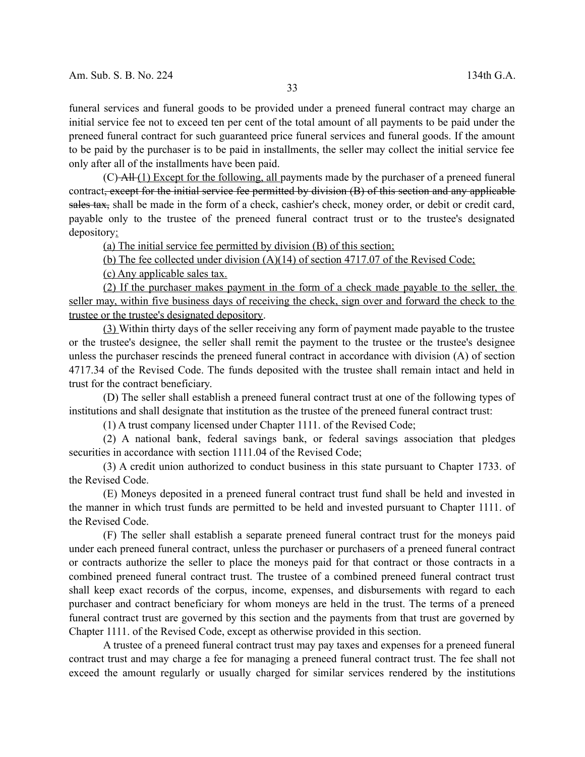funeral services and funeral goods to be provided under a preneed funeral contract may charge an initial service fee not to exceed ten per cent of the total amount of all payments to be paid under the preneed funeral contract for such guaranteed price funeral services and funeral goods. If the amount to be paid by the purchaser is to be paid in installments, the seller may collect the initial service fee only after all of the installments have been paid.

(C) ~~All~~ (1) Except for the following, all payments made by the purchaser of a preneed funeral contract~~, except for the initial service fee permitted by division (B) of this section and any applicable sales tax,~~ shall be made in the form of a check, cashier's check, money order, or debit or credit card, payable only to the trustee of the preneed funeral contract trust or to the trustee's designated depository:

(a) The initial service fee permitted by division (B) of this section;

(b) The fee collected under division (A)(14) of section 4717.07 of the Revised Code;

(c) Any applicable sales tax.

(2) If the purchaser makes payment in the form of a check made payable to the seller, the seller may, within five business days of receiving the check, sign over and forward the check to the trustee or the trustee's designated depository.

(3) Within thirty days of the seller receiving any form of payment made payable to the trustee or the trustee's designee, the seller shall remit the payment to the trustee or the trustee's designee unless the purchaser rescinds the preneed funeral contract in accordance with division (A) of section 4717.34 of the Revised Code. The funds deposited with the trustee shall remain intact and held in trust for the contract beneficiary.

(D) The seller shall establish a preneed funeral contract trust at one of the following types of institutions and shall designate that institution as the trustee of the preneed funeral contract trust:

(1) A trust company licensed under Chapter 1111. of the Revised Code;

(2) A national bank, federal savings bank, or federal savings association that pledges securities in accordance with section 1111.04 of the Revised Code;

(3) A credit union authorized to conduct business in this state pursuant to Chapter 1733. of the Revised Code.

(E) Moneys deposited in a preneed funeral contract trust fund shall be held and invested in the manner in which trust funds are permitted to be held and invested pursuant to Chapter 1111. of the Revised Code.

(F) The seller shall establish a separate preneed funeral contract trust for the moneys paid under each preneed funeral contract, unless the purchaser or purchasers of a preneed funeral contract or contracts authorize the seller to place the moneys paid for that contract or those contracts in a combined preneed funeral contract trust. The trustee of a combined preneed funeral contract trust shall keep exact records of the corpus, income, expenses, and disbursements with regard to each purchaser and contract beneficiary for whom moneys are held in the trust. The terms of a preneed funeral contract trust are governed by this section and the payments from that trust are governed by Chapter 1111. of the Revised Code, except as otherwise provided in this section.

A trustee of a preneed funeral contract trust may pay taxes and expenses for a preneed funeral contract trust and may charge a fee for managing a preneed funeral contract trust. The fee shall not exceed the amount regularly or usually charged for similar services rendered by the institutions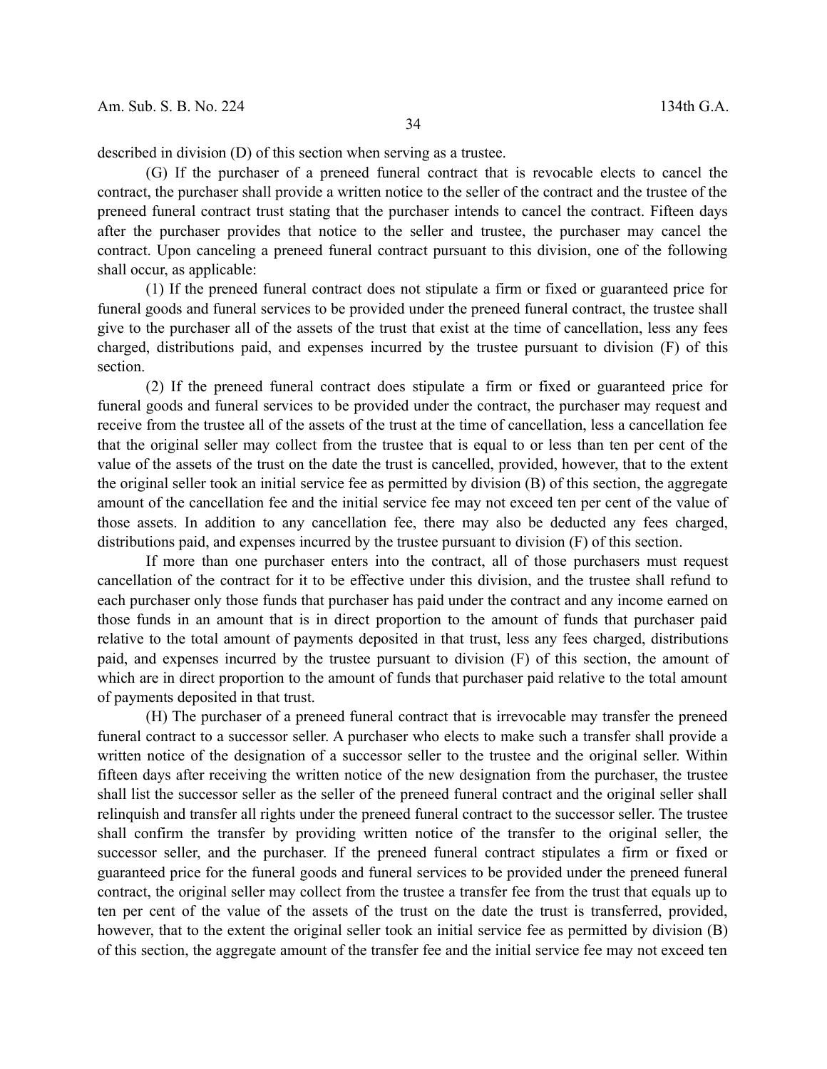described in division (D) of this section when serving as a trustee.

(G) If the purchaser of a preneed funeral contract that is revocable elects to cancel the contract, the purchaser shall provide a written notice to the seller of the contract and the trustee of the preneed funeral contract trust stating that the purchaser intends to cancel the contract. Fifteen days after the purchaser provides that notice to the seller and trustee, the purchaser may cancel the contract. Upon canceling a preneed funeral contract pursuant to this division, one of the following shall occur, as applicable:

(1) If the preneed funeral contract does not stipulate a firm or fixed or guaranteed price for funeral goods and funeral services to be provided under the preneed funeral contract, the trustee shall give to the purchaser all of the assets of the trust that exist at the time of cancellation, less any fees charged, distributions paid, and expenses incurred by the trustee pursuant to division (F) of this section.

(2) If the preneed funeral contract does stipulate a firm or fixed or guaranteed price for funeral goods and funeral services to be provided under the contract, the purchaser may request and receive from the trustee all of the assets of the trust at the time of cancellation, less a cancellation fee that the original seller may collect from the trustee that is equal to or less than ten per cent of the value of the assets of the trust on the date the trust is cancelled, provided, however, that to the extent the original seller took an initial service fee as permitted by division (B) of this section, the aggregate amount of the cancellation fee and the initial service fee may not exceed ten per cent of the value of those assets. In addition to any cancellation fee, there may also be deducted any fees charged, distributions paid, and expenses incurred by the trustee pursuant to division (F) of this section.

If more than one purchaser enters into the contract, all of those purchasers must request cancellation of the contract for it to be effective under this division, and the trustee shall refund to each purchaser only those funds that purchaser has paid under the contract and any income earned on those funds in an amount that is in direct proportion to the amount of funds that purchaser paid relative to the total amount of payments deposited in that trust, less any fees charged, distributions paid, and expenses incurred by the trustee pursuant to division (F) of this section, the amount of which are in direct proportion to the amount of funds that purchaser paid relative to the total amount of payments deposited in that trust.

(H) The purchaser of a preneed funeral contract that is irrevocable may transfer the preneed funeral contract to a successor seller. A purchaser who elects to make such a transfer shall provide a written notice of the designation of a successor seller to the trustee and the original seller. Within fifteen days after receiving the written notice of the new designation from the purchaser, the trustee shall list the successor seller as the seller of the preneed funeral contract and the original seller shall relinquish and transfer all rights under the preneed funeral contract to the successor seller. The trustee shall confirm the transfer by providing written notice of the transfer to the original seller, the successor seller, and the purchaser. If the preneed funeral contract stipulates a firm or fixed or guaranteed price for the funeral goods and funeral services to be provided under the preneed funeral contract, the original seller may collect from the trustee a transfer fee from the trust that equals up to ten per cent of the value of the assets of the trust on the date the trust is transferred, provided, however, that to the extent the original seller took an initial service fee as permitted by division (B) of this section, the aggregate amount of the transfer fee and the initial service fee may not exceed ten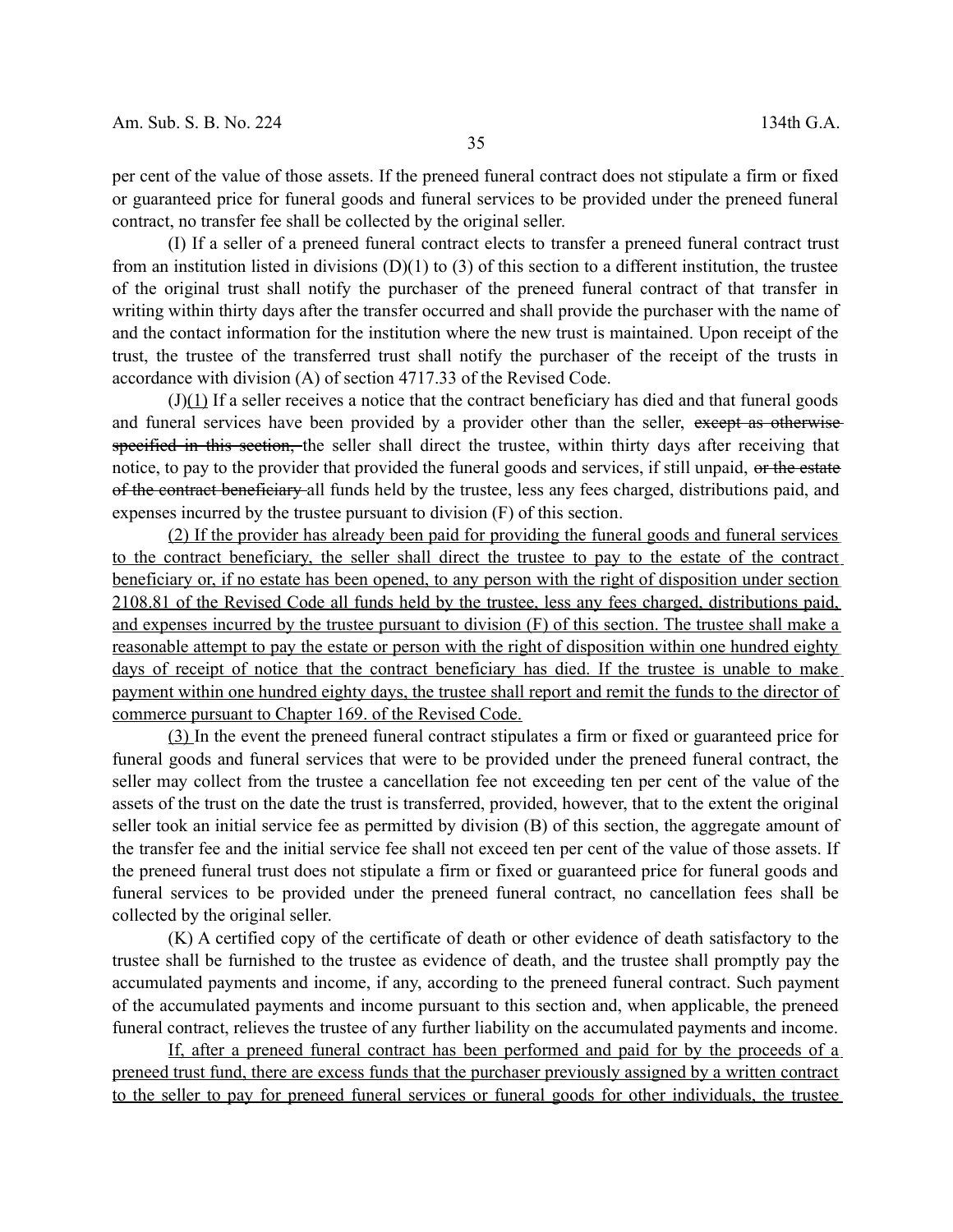per cent of the value of those assets. If the preneed funeral contract does not stipulate a firm or fixed or guaranteed price for funeral goods and funeral services to be provided under the preneed funeral contract, no transfer fee shall be collected by the original seller.

(I) If a seller of a preneed funeral contract elects to transfer a preneed funeral contract trust from an institution listed in divisions (D)(1) to (3) of this section to a different institution, the trustee of the original trust shall notify the purchaser of the preneed funeral contract of that transfer in writing within thirty days after the transfer occurred and shall provide the purchaser with the name of and the contact information for the institution where the new trust is maintained. Upon receipt of the trust, the trustee of the transferred trust shall notify the purchaser of the receipt of the trusts in accordance with division (A) of section 4717.33 of the Revised Code.

(J)<u>(1)</u> If a seller receives a notice that the contract beneficiary has died and that funeral goods and funeral services have been provided by a provider other than the seller, ~~except as otherwise specified in this section,~~ the seller shall direct the trustee, within thirty days after receiving that notice, to pay to the provider that provided the funeral goods and services, if still unpaid, ~~or the estate of the contract beneficiary~~ all funds held by the trustee, less any fees charged, distributions paid, and expenses incurred by the trustee pursuant to division (F) of this section.

<u>(2) If the provider has already been paid for providing the funeral goods and funeral services to the contract beneficiary, the seller shall direct the trustee to pay to the estate of the contract beneficiary or, if no estate has been opened, to any person with the right of disposition under section 2108.81 of the Revised Code all funds held by the trustee, less any fees charged, distributions paid, and expenses incurred by the trustee pursuant to division (F) of this section. The trustee shall make a reasonable attempt to pay the estate or person with the right of disposition within one hundred eighty days of receipt of notice that the contract beneficiary has died. If the trustee is unable to make payment within one hundred eighty days, the trustee shall report and remit the funds to the director of commerce pursuant to Chapter 169. of the Revised Code.</u>

<u>(3)</u> In the event the preneed funeral contract stipulates a firm or fixed or guaranteed price for funeral goods and funeral services that were to be provided under the preneed funeral contract, the seller may collect from the trustee a cancellation fee not exceeding ten per cent of the value of the assets of the trust on the date the trust is transferred, provided, however, that to the extent the original seller took an initial service fee as permitted by division (B) of this section, the aggregate amount of the transfer fee and the initial service fee shall not exceed ten per cent of the value of those assets. If the preneed funeral trust does not stipulate a firm or fixed or guaranteed price for funeral goods and funeral services to be provided under the preneed funeral contract, no cancellation fees shall be collected by the original seller.

(K) A certified copy of the certificate of death or other evidence of death satisfactory to the trustee shall be furnished to the trustee as evidence of death, and the trustee shall promptly pay the accumulated payments and income, if any, according to the preneed funeral contract. Such payment of the accumulated payments and income pursuant to this section and, when applicable, the preneed funeral contract, relieves the trustee of any further liability on the accumulated payments and income.

<u>If, after a preneed funeral contract has been performed and paid for by the proceeds of a preneed trust fund, there are excess funds that the purchaser previously assigned by a written contract to the seller to pay for preneed funeral services or funeral goods for other individuals, the trustee</u>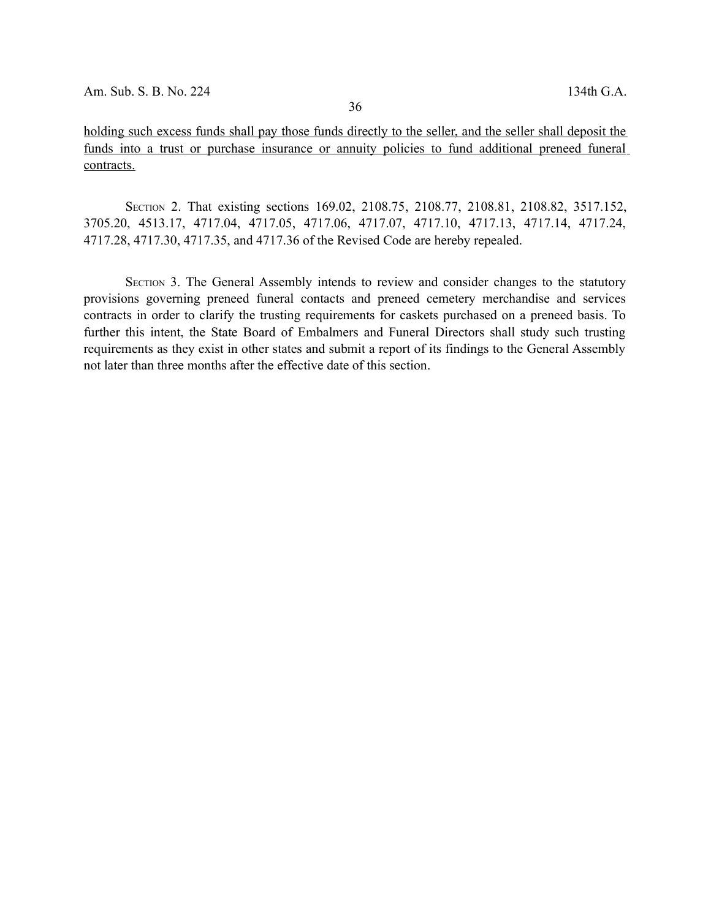<u>holding such excess funds shall pay those funds directly to the seller, and the seller shall deposit the funds into a trust or purchase insurance or annuity policies to fund additional preneed funeral contracts.</u>

SECTION 2. That existing sections 169.02, 2108.75, 2108.77, 2108.81, 2108.82, 3517.152, 3705.20, 4513.17, 4717.04, 4717.05, 4717.06, 4717.07, 4717.10, 4717.13, 4717.14, 4717.24, 4717.28, 4717.30, 4717.35, and 4717.36 of the Revised Code are hereby repealed.

SECTION 3. The General Assembly intends to review and consider changes to the statutory provisions governing preneed funeral contacts and preneed cemetery merchandise and services contracts in order to clarify the trusting requirements for caskets purchased on a preneed basis. To further this intent, the State Board of Embalmers and Funeral Directors shall study such trusting requirements as they exist in other states and submit a report of its findings to the General Assembly not later than three months after the effective date of this section.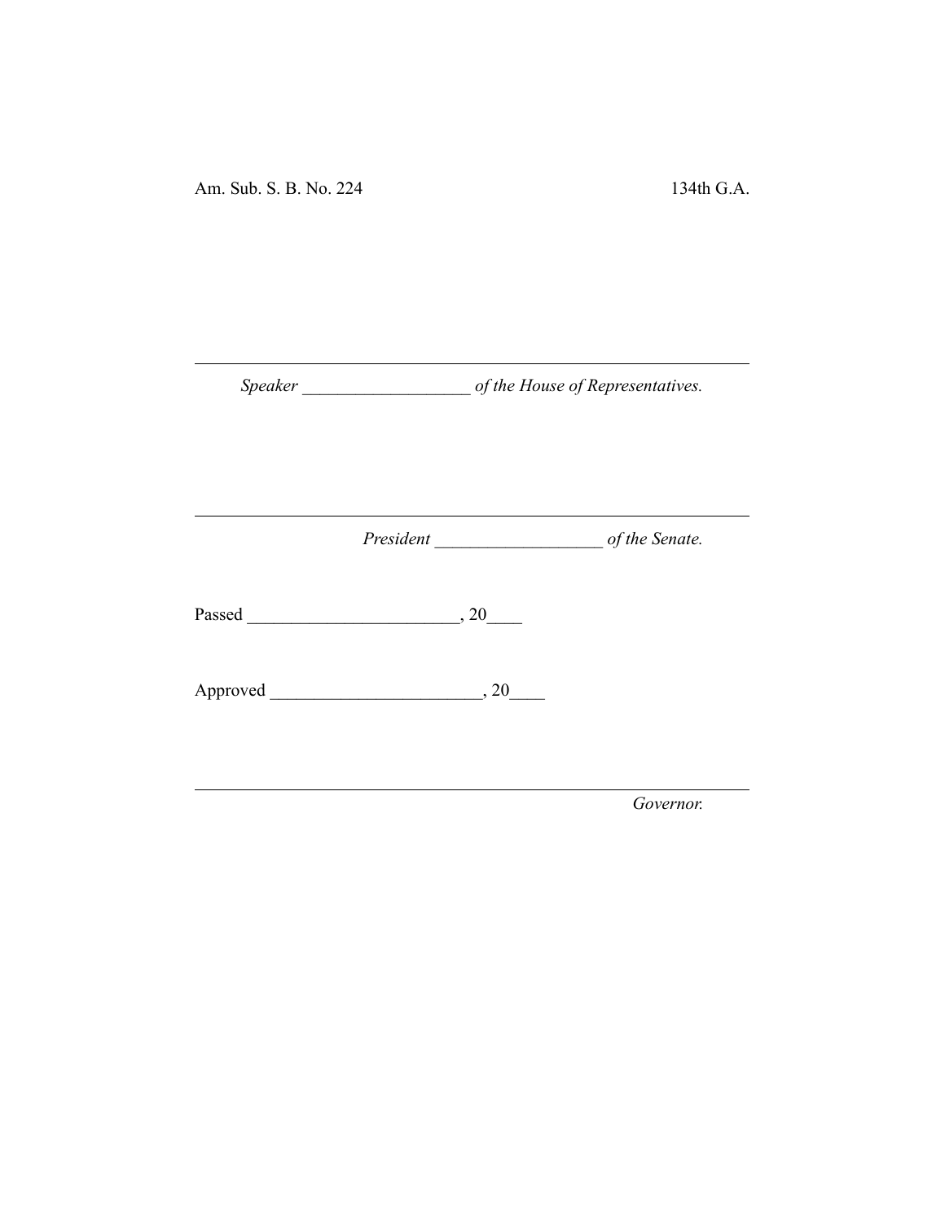Am. Sub. S. B. No. 224 134th G.A.

---

*Speaker* ___________________ *of the House of Representatives.*

---

*President* ___________________ *of the Senate.*

Passed ________________________, 20____

Approved ________________________, 20____

---

*Governor.*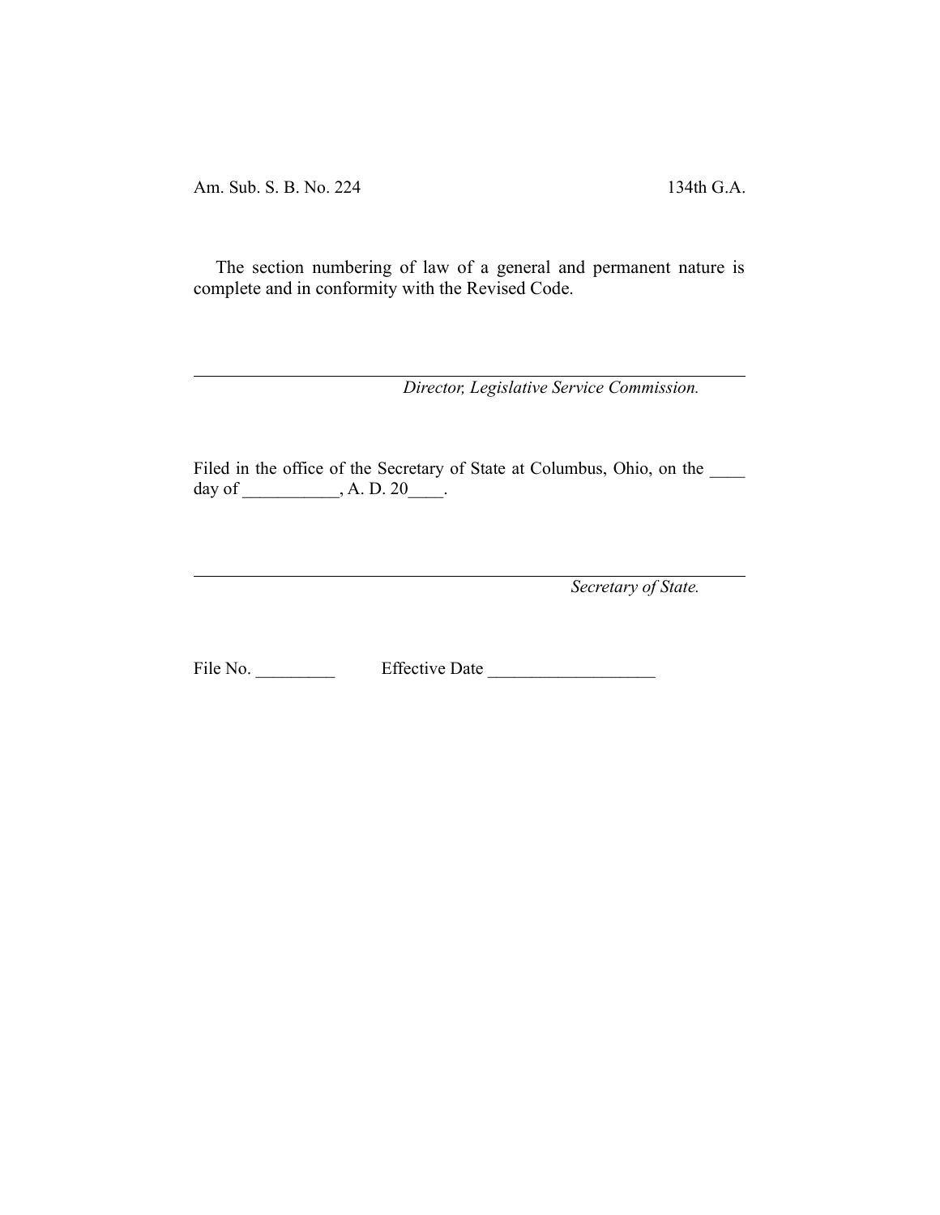Am. Sub. S. B. No. 224 134th G.A.

The section numbering of law of a general and permanent nature is complete and in conformity with the Revised Code.

\_\_\_\_\_\_\_\_\_\_\_\_\_\_\_\_\_\_\_\_\_\_\_\_\_\_\_\_\_\_\_\_\_\_\_\_\_\_\_\_\_\_\_\_\_\_\_\_\_\_\_\_

*Director, Legislative Service Commission.*

Filed in the office of the Secretary of State at Columbus, Ohio, on the ____ day of ___________, A. D. 20____.

\_\_\_\_\_\_\_\_\_\_\_\_\_\_\_\_\_\_\_\_\_\_\_\_\_\_\_\_\_\_\_\_\_\_\_\_\_\_\_\_\_\_\_\_\_\_\_\_\_\_\_\_

*Secretary of State.*

File No. _________ Effective Date ___________________